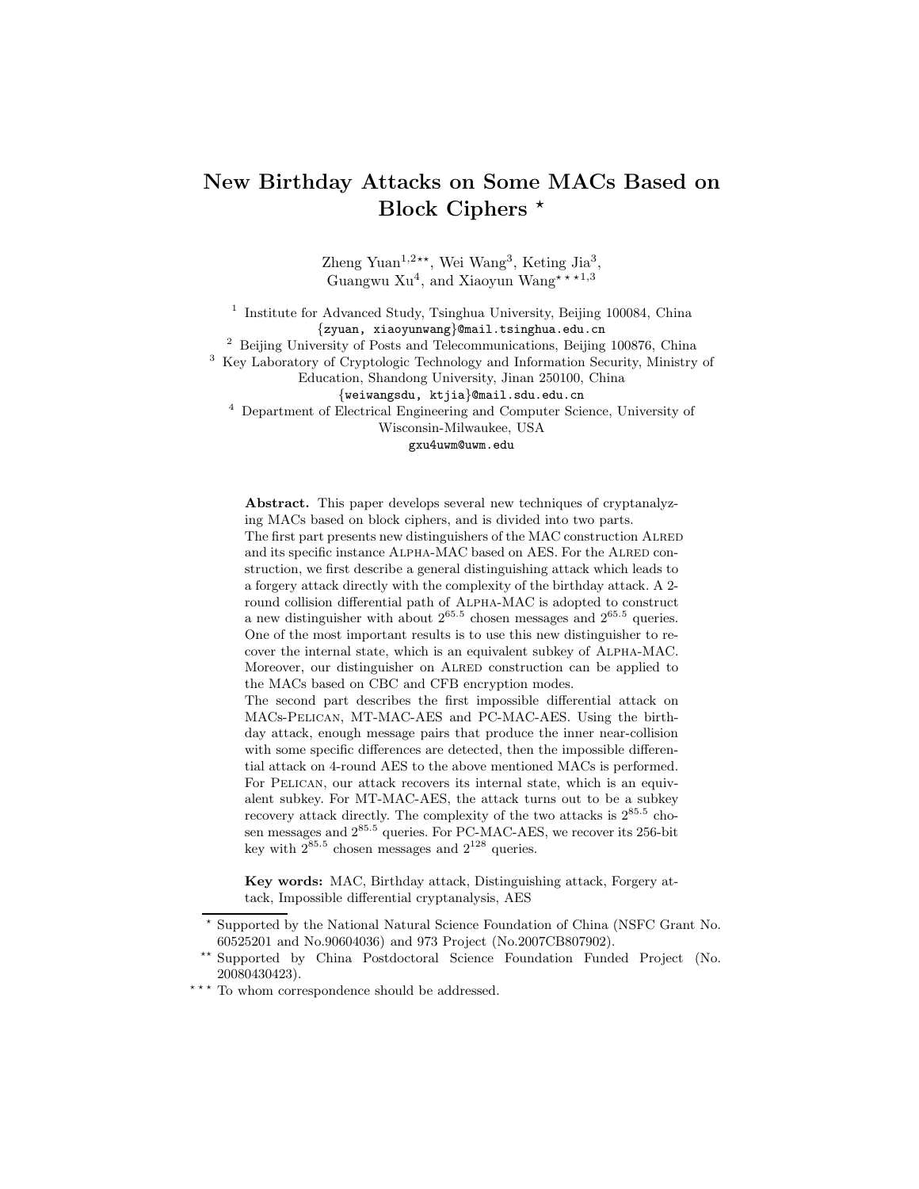# New Birthday Attacks on Some MACs Based on Block Ciphers [⋆]

Zheng Yuan[1,2⋆⋆], Wei Wang[3], Keting Jia[3], Guangwu Xu[4], and Xiaoyun Wang[⋆⋆⋆1,3]

[1] Institute for Advanced Study, Tsinghua University, Beijing 100084, China
{zyuan, xiaoyunwang}@mail.tsinghua.edu.cn

[2] Beijing University of Posts and Telecommunications, Beijing 100876, China

[3] Key Laboratory of Cryptologic Technology and Information Security, Ministry of Education, Shandong University, Jinan 250100, China
{weiwangsdu, ktjia}@mail.sdu.edu.cn

[4] Department of Electrical Engineering and Computer Science, University of Wisconsin-Milwaukee, USA
gxu4uwm@uwm.edu

**Abstract.** This paper develops several new techniques of cryptanalyzing MACs based on block ciphers, and is divided into two parts.
The first part presents new distinguishers of the MAC construction Alred and its specific instance Alpha-MAC based on AES. For the Alred construction, we first describe a general distinguishing attack which leads to a forgery attack directly with the complexity of the birthday attack. A 2-round collision differential path of Alpha-MAC is adopted to construct a new distinguisher with about $2^{65.5}$ chosen messages and $2^{65.5}$ queries. One of the most important results is to use this new distinguisher to recover the internal state, which is an equivalent subkey of Alpha-MAC. Moreover, our distinguisher on Alred construction can be applied to the MACs based on CBC and CFB encryption modes.
The second part describes the first impossible differential attack on MACs-Pelican, MT-MAC-AES and PC-MAC-AES. Using the birthday attack, enough message pairs that produce the inner near-collision with some specific differences are detected, then the impossible differential attack on 4-round AES to the above mentioned MACs is performed. For Pelican, our attack recovers its internal state, which is an equivalent subkey. For MT-MAC-AES, the attack turns out to be a subkey recovery attack directly. The complexity of the two attacks is $2^{85.5}$ chosen messages and $2^{85.5}$ queries. For PC-MAC-AES, we recover its 256-bit key with $2^{85.5}$ chosen messages and $2^{128}$ queries.

**Key words:** MAC, Birthday attack, Distinguishing attack, Forgery attack, Impossible differential cryptanalysis, AES

[⋆] Supported by the National Natural Science Foundation of China (NSFC Grant No. 60525201 and No.90604036) and 973 Project (No.2007CB807902).

[⋆⋆] Supported by China Postdoctoral Science Foundation Funded Project (No. 20080430423).

[⋆⋆⋆] To whom correspondence should be addressed.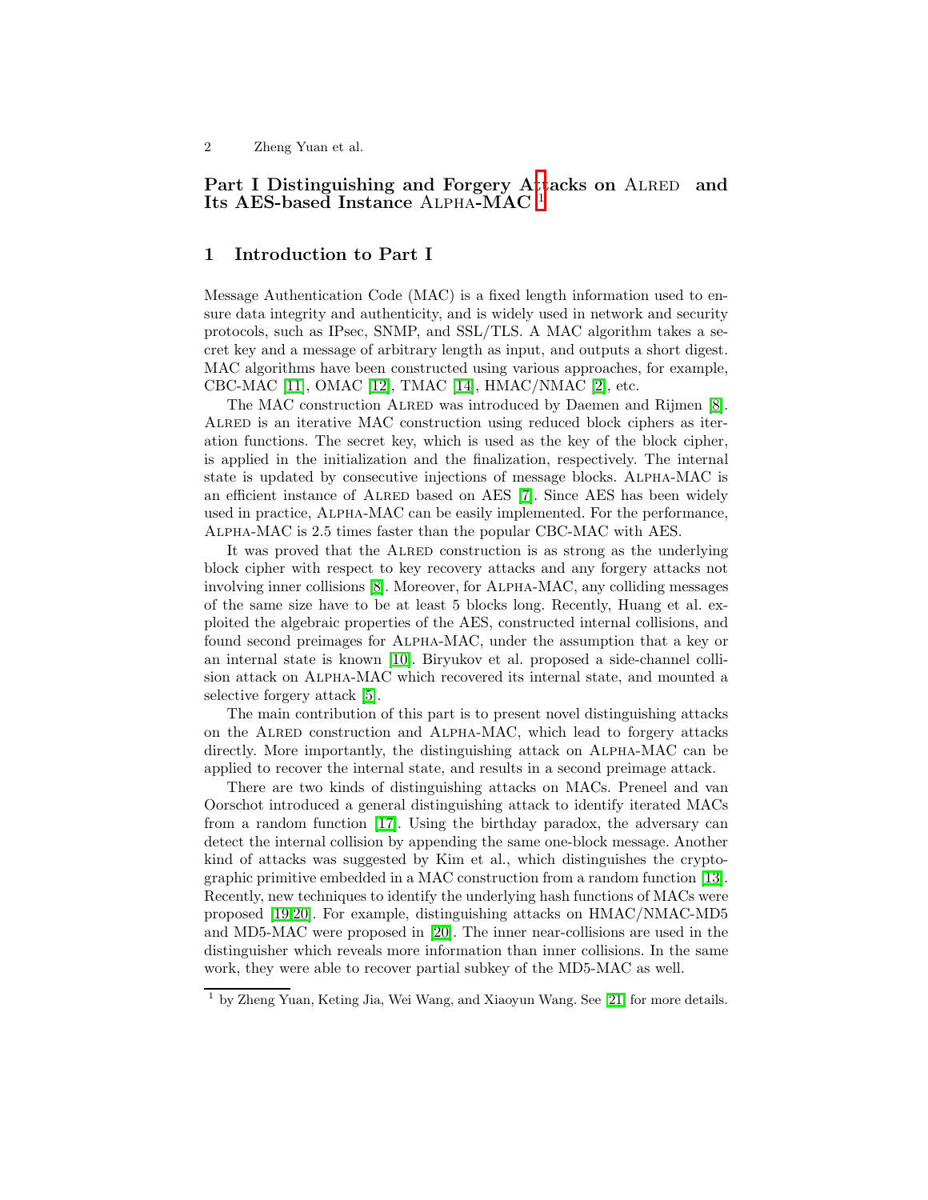# Part I Distinguishing and Forgery Attacks on Alred and Its AES-based Instance Alpha-MAC [1]

## 1 Introduction to Part I

Message Authentication Code (MAC) is a fixed length information used to ensure data integrity and authenticity, and is widely used in network and security protocols, such as IPsec, SNMP, and SSL/TLS. A MAC algorithm takes a secret key and a message of arbitrary length as input, and outputs a short digest. MAC algorithms have been constructed using various approaches, for example, CBC-MAC [11], OMAC [12], TMAC [14], HMAC/NMAC [2], etc.

The MAC construction Alred was introduced by Daemen and Rijmen [8]. Alred is an iterative MAC construction using reduced block ciphers as iteration functions. The secret key, which is used as the key of the block cipher, is applied in the initialization and the finalization, respectively. The internal state is updated by consecutive injections of message blocks. Alpha-MAC is an efficient instance of Alred based on AES [7]. Since AES has been widely used in practice, Alpha-MAC can be easily implemented. For the performance, Alpha-MAC is 2.5 times faster than the popular CBC-MAC with AES.

It was proved that the Alred construction is as strong as the underlying block cipher with respect to key recovery attacks and any forgery attacks not involving inner collisions [8]. Moreover, for Alpha-MAC, any colliding messages of the same size have to be at least 5 blocks long. Recently, Huang et al. exploited the algebraic properties of the AES, constructed internal collisions, and found second preimages for Alpha-MAC, under the assumption that a key or an internal state is known [10]. Biryukov et al. proposed a side-channel collision attack on Alpha-MAC which recovered its internal state, and mounted a selective forgery attack [5].

The main contribution of this part is to present novel distinguishing attacks on the Alred construction and Alpha-MAC, which lead to forgery attacks directly. More importantly, the distinguishing attack on Alpha-MAC can be applied to recover the internal state, and results in a second preimage attack.

There are two kinds of distinguishing attacks on MACs. Preneel and van Oorschot introduced a general distinguishing attack to identify iterated MACs from a random function [17]. Using the birthday paradox, the adversary can detect the internal collision by appending the same one-block message. Another kind of attacks was suggested by Kim et al., which distinguishes the cryptographic primitive embedded in a MAC construction from a random function [13]. Recently, new techniques to identify the underlying hash functions of MACs were proposed [19,20]. For example, distinguishing attacks on HMAC/NMAC-MD5 and MD5-MAC were proposed in [20]. The inner near-collisions are used in the distinguisher which reveals more information than inner collisions. In the same work, they were able to recover partial subkey of the MD5-MAC as well.

[1] by Zheng Yuan, Keting Jia, Wei Wang, and Xiaoyun Wang. See [21] for more details.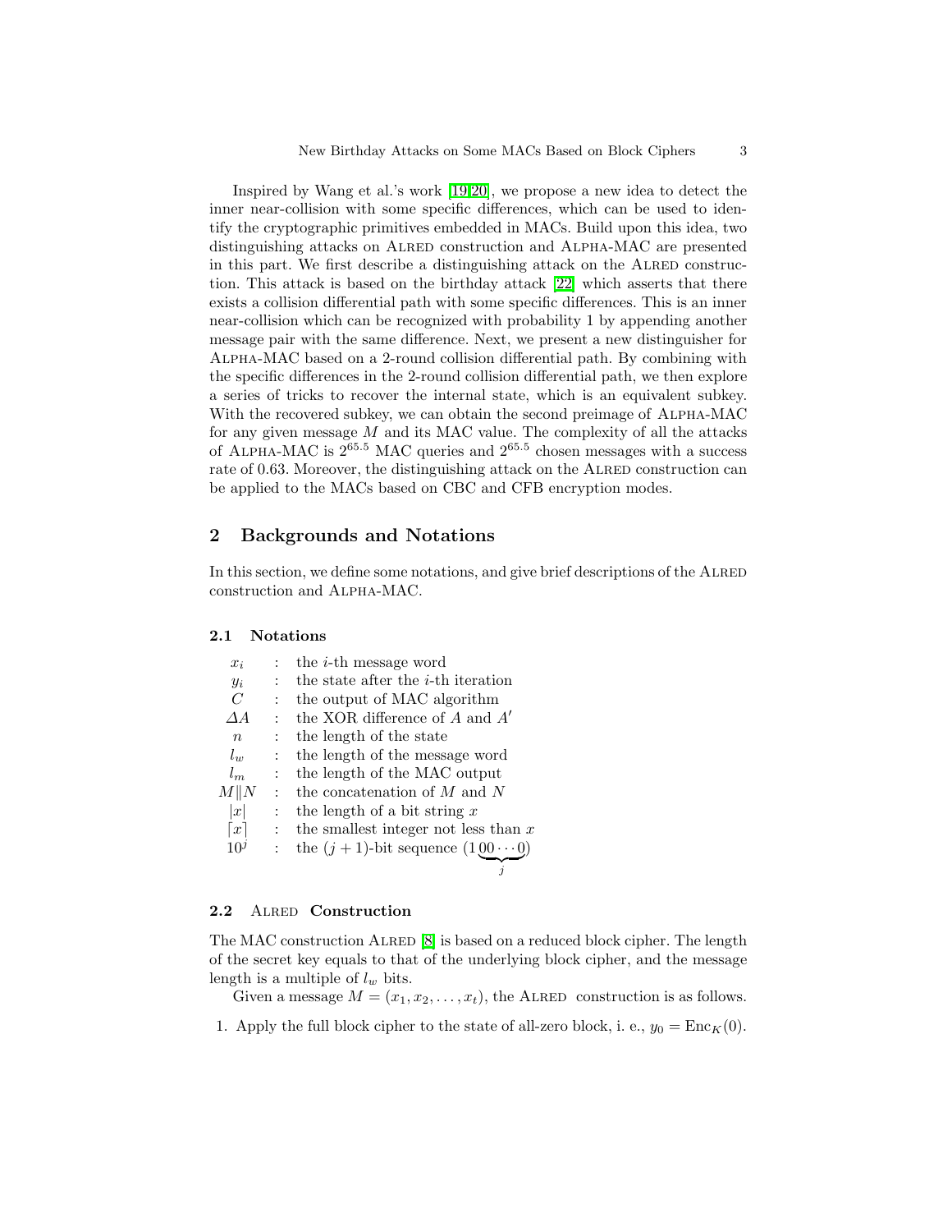Inspired by Wang et al.'s work [19,20], we propose a new idea to detect the inner near-collision with some specific differences, which can be used to identify the cryptographic primitives embedded in MACs. Build upon this idea, two distinguishing attacks on ALRED construction and ALPHA-MAC are presented in this part. We first describe a distinguishing attack on the ALRED construction. This attack is based on the birthday attack [22] which asserts that there exists a collision differential path with some specific differences. This is an inner near-collision which can be recognized with probability 1 by appending another message pair with the same difference. Next, we present a new distinguisher for ALPHA-MAC based on a 2-round collision differential path. By combining with the specific differences in the 2-round collision differential path, we then explore a series of tricks to recover the internal state, which is an equivalent subkey. With the recovered subkey, we can obtain the second preimage of ALPHA-MAC for any given message $M$ and its MAC value. The complexity of all the attacks of ALPHA-MAC is $2^{65.5}$ MAC queries and $2^{65.5}$ chosen messages with a success rate of 0.63. Moreover, the distinguishing attack on the ALRED construction can be applied to the MACs based on CBC and CFB encryption modes.

## 2 Backgrounds and Notations

In this section, we define some notations, and give brief descriptions of the ALRED construction and ALPHA-MAC.

### 2.1 Notations

| | | |
|---|---|---|
| $x_i$ | : | the $i$-th message word |
| $y_i$ | : | the state after the $i$-th iteration |
| $C$ | : | the output of MAC algorithm |
| $\Delta A$ | : | the XOR difference of $A$ and $A'$ |
| $n$ | : | the length of the state |
| $l_w$ | : | the length of the message word |
| $l_m$ | : | the length of the MAC output |
| $M\|N$ | : | the concatenation of $M$ and $N$ |
| $\lvert x \rvert$ | : | the length of a bit string $x$ |
| $\lceil x \rceil$ | : | the smallest integer not less than $x$ |
| $10^j$ | : | the $(j+1)$-bit sequence $(1\underbrace{00\cdots0}_{j})$ |

### 2.2 ALRED Construction

The MAC construction ALRED [8] is based on a reduced block cipher. The length of the secret key equals to that of the underlying block cipher, and the message length is a multiple of $l_w$ bits.

Given a message $M = (x_1, x_2, \ldots, x_t)$, the ALRED construction is as follows.

1. Apply the full block cipher to the state of all-zero block, i. e., $y_0 = \text{Enc}_K(0)$.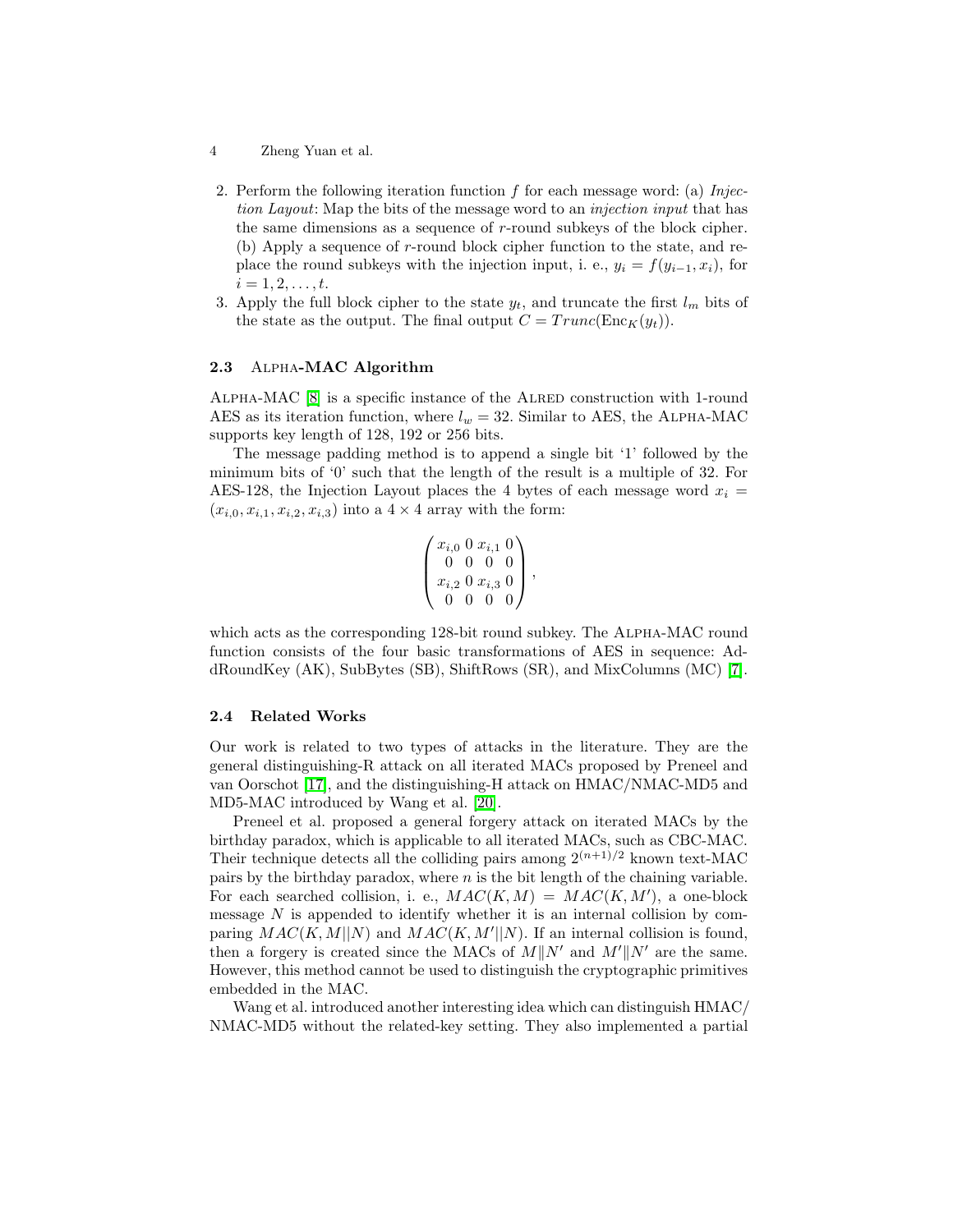2. Perform the following iteration function $f$ for each message word: (a) *Injection Layout*: Map the bits of the message word to an *injection input* that has the same dimensions as a sequence of $r$-round subkeys of the block cipher. (b) Apply a sequence of $r$-round block cipher function to the state, and replace the round subkeys with the injection input, i. e., $y_i = f(y_{i-1}, x_i)$, for $i = 1, 2, \ldots, t$.
3. Apply the full block cipher to the state $y_t$, and truncate the first $l_m$ bits of the state as the output. The final output $C = Trunc(\text{Enc}_K(y_t))$.

### 2.3 Alpha-MAC Algorithm

Alpha-MAC [8] is a specific instance of the Alred construction with 1-round AES as its iteration function, where $l_w = 32$. Similar to AES, the Alpha-MAC supports key length of 128, 192 or 256 bits.

The message padding method is to append a single bit '1' followed by the minimum bits of '0' such that the length of the result is a multiple of 32. For AES-128, the Injection Layout places the 4 bytes of each message word $x_i = (x_{i,0}, x_{i,1}, x_{i,2}, x_{i,3})$ into a $4 \times 4$ array with the form:

$$\begin{pmatrix} x_{i,0} & 0 & x_{i,1} & 0 \\ 0 & 0 & 0 & 0 \\ x_{i,2} & 0 & x_{i,3} & 0 \\ 0 & 0 & 0 & 0 \end{pmatrix},$$

which acts as the corresponding 128-bit round subkey. The Alpha-MAC round function consists of the four basic transformations of AES in sequence: AddRoundKey (AK), SubBytes (SB), ShiftRows (SR), and MixColumns (MC) [7].

### 2.4 Related Works

Our work is related to two types of attacks in the literature. They are the general distinguishing-R attack on all iterated MACs proposed by Preneel and van Oorschot [17], and the distinguishing-H attack on HMAC/NMAC-MD5 and MD5-MAC introduced by Wang et al. [20].

Preneel et al. proposed a general forgery attack on iterated MACs by the birthday paradox, which is applicable to all iterated MACs, such as CBC-MAC. Their technique detects all the colliding pairs among $2^{(n+1)/2}$ known text-MAC pairs by the birthday paradox, where $n$ is the bit length of the chaining variable. For each searched collision, i. e., $MAC(K, M) = MAC(K, M')$, a one-block message $N$ is appended to identify whether it is an internal collision by comparing $MAC(K, M||N)$ and $MAC(K, M'||N)$. If an internal collision is found, then a forgery is created since the MACs of $M\|N'$ and $M'\|N'$ are the same. However, this method cannot be used to distinguish the cryptographic primitives embedded in the MAC.

Wang et al. introduced another interesting idea which can distinguish HMAC/NMAC-MD5 without the related-key setting. They also implemented a partial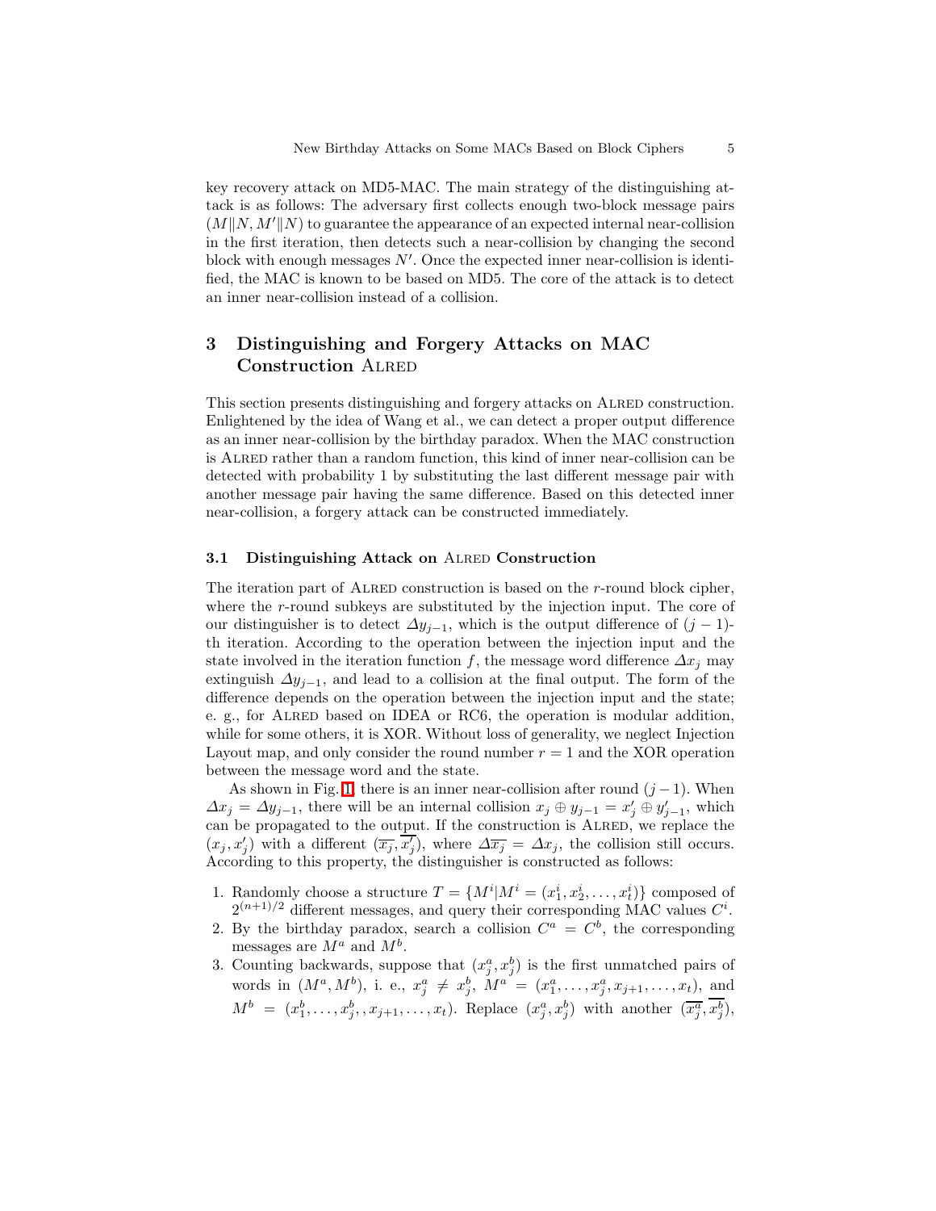key recovery attack on MD5-MAC. The main strategy of the distinguishing attack is as follows: The adversary first collects enough two-block message pairs $(M\|N, M'\|N)$ to guarantee the appearance of an expected internal near-collision in the first iteration, then detects such a near-collision by changing the second block with enough messages $N'$. Once the expected inner near-collision is identified, the MAC is known to be based on MD5. The core of the attack is to detect an inner near-collision instead of a collision.

## 3 Distinguishing and Forgery Attacks on MAC Construction Alred

This section presents distinguishing and forgery attacks on Alred construction. Enlightened by the idea of Wang et al., we can detect a proper output difference as an inner near-collision by the birthday paradox. When the MAC construction is Alred rather than a random function, this kind of inner near-collision can be detected with probability 1 by substituting the last different message pair with another message pair having the same difference. Based on this detected inner near-collision, a forgery attack can be constructed immediately.

### 3.1 Distinguishing Attack on Alred Construction

The iteration part of Alred construction is based on the $r$-round block cipher, where the $r$-round subkeys are substituted by the injection input. The core of our distinguisher is to detect $\Delta y_{j-1}$, which is the output difference of $(j-1)$-th iteration. According to the operation between the injection input and the state involved in the iteration function $f$, the message word difference $\Delta x_j$ may extinguish $\Delta y_{j-1}$, and lead to a collision at the final output. The form of the difference depends on the operation between the injection input and the state; e. g., for Alred based on IDEA or RC6, the operation is modular addition, while for some others, it is XOR. Without loss of generality, we neglect Injection Layout map, and only consider the round number $r = 1$ and the XOR operation between the message word and the state.

As shown in Fig. 1, there is an inner near-collision after round $(j-1)$. When $\Delta x_j = \Delta y_{j-1}$, there will be an internal collision $x_j \oplus y_{j-1} = x'_j \oplus y'_{j-1}$, which can be propagated to the output. If the construction is Alred, we replace the $(x_j, x'_j)$ with a different $(\overline{x_j}, \overline{x'_j})$, where $\Delta \overline{x_j} = \Delta x_j$, the collision still occurs. According to this property, the distinguisher is constructed as follows:

1. Randomly choose a structure $T = \{M^i | M^i = (x_1^i, x_2^i, \ldots, x_t^i)\}$ composed of $2^{(n+1)/2}$ different messages, and query their corresponding MAC values $C^i$.
2. By the birthday paradox, search a collision $C^a = C^b$, the corresponding messages are $M^a$ and $M^b$.
3. Counting backwards, suppose that $(x_j^a, x_j^b)$ is the first unmatched pairs of words in $(M^a, M^b)$, i. e., $x_j^a \neq x_j^b$, $M^a = (x_1^a, \ldots, x_j^a, x_{j+1}, \ldots, x_t)$, and $M^b = (x_1^b, \ldots, x_j^b, , x_{j+1}, \ldots, x_t)$. Replace $(x_j^a, x_j^b)$ with another $(\overline{x_j^a}, \overline{x_j^b})$,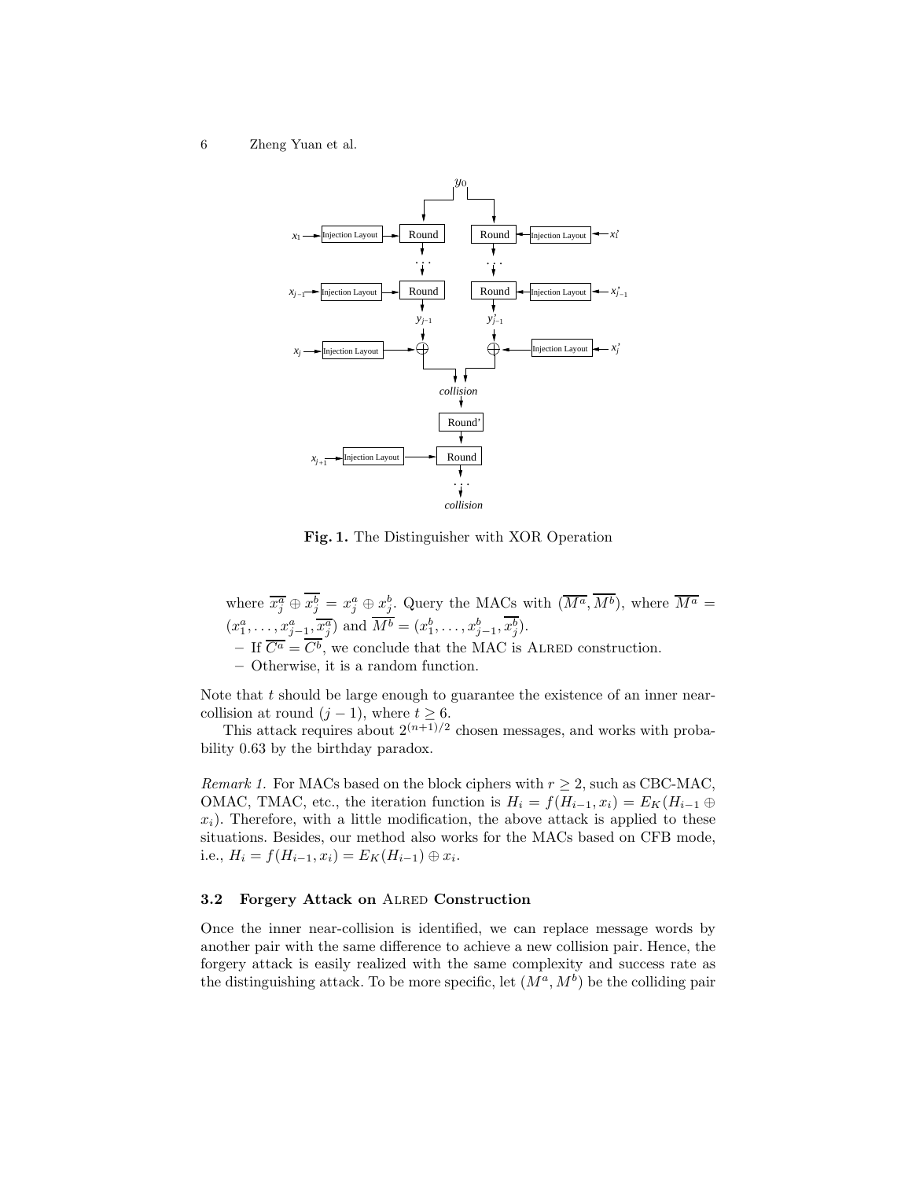**Fig. 1.** The Distinguisher with XOR Operation

where $\overline{x_j^a} \oplus \overline{x_j^b} = x_j^a \oplus x_j^b$. Query the MACs with $(\overline{M^a}, \overline{M^b})$, where $\overline{M^a} = (x_1^a, \ldots, x_{j-1}^a, \overline{x_j^a})$ and $\overline{M^b} = (x_1^b, \ldots, x_{j-1}^b, \overline{x_j^b})$.

- If $\overline{C^a} = \overline{C^b}$, we conclude that the MAC is ALRED construction.
- Otherwise, it is a random function.

Note that $t$ should be large enough to guarantee the existence of an inner near-collision at round $(j-1)$, where $t \geq 6$.

This attack requires about $2^{(n+1)/2}$ chosen messages, and works with probability 0.63 by the birthday paradox.

*Remark 1.* For MACs based on the block ciphers with $r \geq 2$, such as CBC-MAC, OMAC, TMAC, etc., the iteration function is $H_i = f(H_{i-1}, x_i) = E_K(H_{i-1} \oplus x_i)$. Therefore, with a little modification, the above attack is applied to these situations. Besides, our method also works for the MACs based on CFB mode, i.e., $H_i = f(H_{i-1}, x_i) = E_K(H_{i-1}) \oplus x_i$.

### 3.2 Forgery Attack on ALRED Construction

Once the inner near-collision is identified, we can replace message words by another pair with the same difference to achieve a new collision pair. Hence, the forgery attack is easily realized with the same complexity and success rate as the distinguishing attack. To be more specific, let $(M^a, M^b)$ be the colliding pair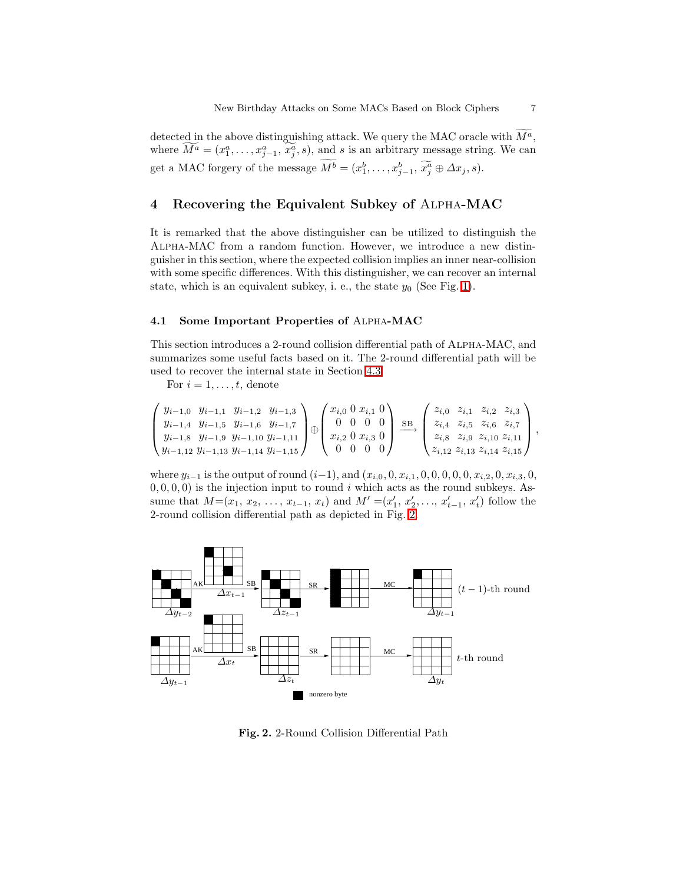detected in the above distinguishing attack. We query the MAC oracle with $\widetilde{M^a}$, where $\widetilde{M^a} = (x_1^a, \ldots, x_{j-1}^a, \widetilde{x_j^a}, s)$, and $s$ is an arbitrary message string. We can get a MAC forgery of the message $\widetilde{M^b} = (x_1^b, \ldots, x_{j-1}^b, \widetilde{x_j^a} \oplus \Delta x_j, s)$.

## 4 Recovering the Equivalent Subkey of Alpha-MAC

It is remarked that the above distinguisher can be utilized to distinguish the Alpha-MAC from a random function. However, we introduce a new distinguisher in this section, where the expected collision implies an inner near-collision with some specific differences. With this distinguisher, we can recover an internal state, which is an equivalent subkey, i. e., the state $y_0$ (See Fig. 1).

### 4.1 Some Important Properties of Alpha-MAC

This section introduces a 2-round collision differential path of Alpha-MAC, and summarizes some useful facts based on it. The 2-round differential path will be used to recover the internal state in Section 4.3.

For $i = 1, \ldots, t$, denote

$$\begin{pmatrix} y_{i-1,0} & y_{i-1,1} & y_{i-1,2} & y_{i-1,3} \\ y_{i-1,4} & y_{i-1,5} & y_{i-1,6} & y_{i-1,7} \\ y_{i-1,8} & y_{i-1,9} & y_{i-1,10} & y_{i-1,11} \\ y_{i-1,12} & y_{i-1,13} & y_{i-1,14} & y_{i-1,15} \end{pmatrix} \oplus \begin{pmatrix} x_{i,0} & 0 & x_{i,1} & 0 \\ 0 & 0 & 0 & 0 \\ x_{i,2} & 0 & x_{i,3} & 0 \\ 0 & 0 & 0 & 0 \end{pmatrix} \xrightarrow{\text{SB}} \begin{pmatrix} z_{i,0} & z_{i,1} & z_{i,2} & z_{i,3} \\ z_{i,4} & z_{i,5} & z_{i,6} & z_{i,7} \\ z_{i,8} & z_{i,9} & z_{i,10} & z_{i,11} \\ z_{i,12} & z_{i,13} & z_{i,14} & z_{i,15} \end{pmatrix},$$

where $y_{i-1}$ is the output of round $(i-1)$, and $(x_{i,0}, 0, x_{i,1}, 0, 0, 0, 0, 0, x_{i,2}, 0, x_{i,3}, 0, 0, 0, 0, 0)$ is the injection input to round $i$ which acts as the round subkeys. Assume that $M=(x_1, x_2, \ldots, x_{t-1}, x_t)$ and $M' = (x_1', x_2', \ldots, x_{t-1}', x_t')$ follow the 2-round collision differential path as depicted in Fig. 2.

**Fig. 2.** 2-Round Collision Differential Path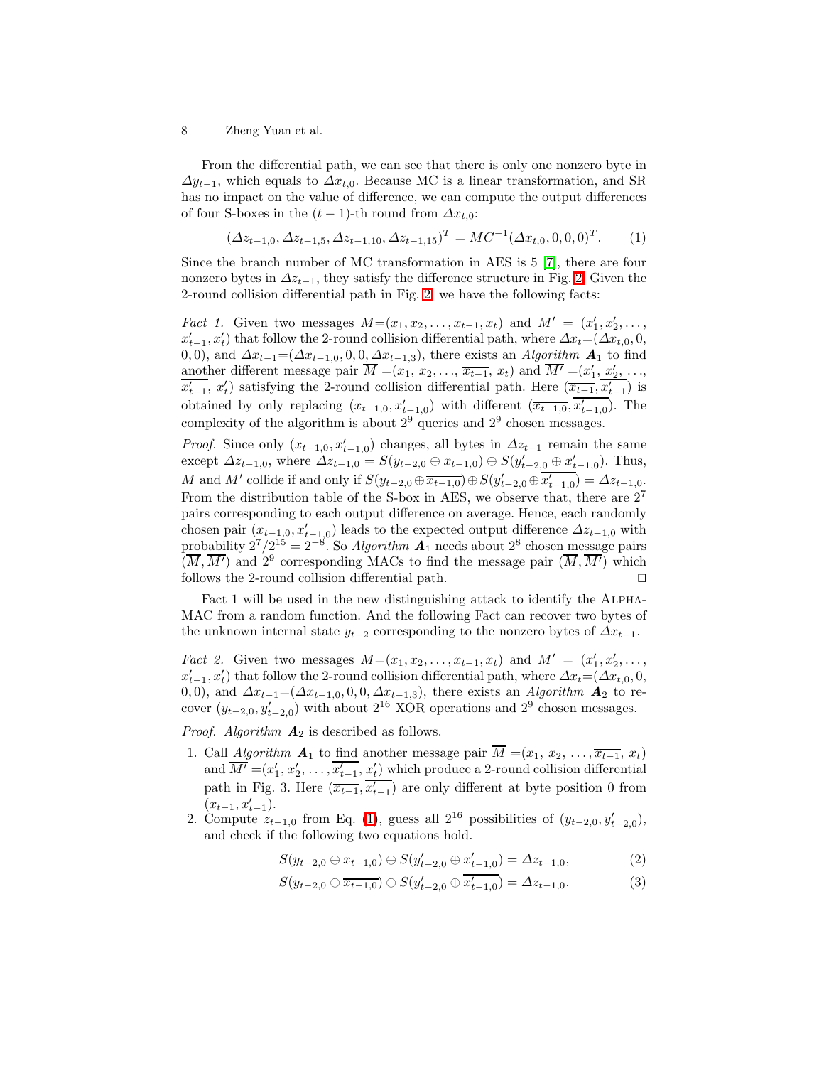From the differential path, we can see that there is only one nonzero byte in $\Delta y_{t-1}$, which equals to $\Delta x_{t,0}$. Because MC is a linear transformation, and SR has no impact on the value of difference, we can compute the output differences of four S-boxes in the $(t-1)$-th round from $\Delta x_{t,0}$:

$$(\Delta z_{t-1,0}, \Delta z_{t-1,5}, \Delta z_{t-1,10}, \Delta z_{t-1,15})^T = MC^{-1}(\Delta x_{t,0}, 0, 0, 0)^T. \qquad (1)$$

Since the branch number of MC transformation in AES is 5 [7], there are four nonzero bytes in $\Delta z_{t-1}$, they satisfy the difference structure in Fig. 2. Given the 2-round collision differential path in Fig. 2, we have the following facts:

*Fact 1.* Given two messages $M=(x_1, x_2, \ldots, x_{t-1}, x_t)$ and $M' = (x'_1, x'_2, \ldots, x'_{t-1}, x'_t)$ that follow the 2-round collision differential path, where $\Delta x_t=(\Delta x_{t,0}, 0, 0, 0)$, and $\Delta x_{t-1}=(\Delta x_{t-1,0}, 0, 0, \Delta x_{t-1,3})$, there exists an *Algorithm* $\boldsymbol{A}_1$ to find another different message pair $\overline{M} =(x_1, x_2, \ldots, \overline{x_{t-1}}, x_t)$ and $\overline{M'} =(x'_1, x'_2, \ldots, \overline{x'_{t-1}}, x'_t)$ satisfying the 2-round collision differential path. Here $(\overline{x_{t-1}}, \overline{x'_{t-1}})$ is obtained by only replacing $(x_{t-1,0}, x'_{t-1,0})$ with different $(\overline{x_{t-1,0}}, \overline{x'_{t-1,0}})$. The complexity of the algorithm is about $2^9$ queries and $2^9$ chosen messages.

*Proof.* Since only $(x_{t-1,0}, x'_{t-1,0})$ changes, all bytes in $\Delta z_{t-1}$ remain the same except $\Delta z_{t-1,0}$, where $\Delta z_{t-1,0} = S(y_{t-2,0} \oplus x_{t-1,0}) \oplus S(y'_{t-2,0} \oplus x'_{t-1,0})$. Thus, $M$ and $M'$ collide if and only if $S(y_{t-2,0} \oplus \overline{x_{t-1,0}}) \oplus S(y'_{t-2,0} \oplus \overline{x'_{t-1,0}}) = \Delta z_{t-1,0}$. From the distribution table of the S-box in AES, we observe that, there are $2^7$ pairs corresponding to each output difference on average. Hence, each randomly chosen pair $(x_{t-1,0}, x'_{t-1,0})$ leads to the expected output difference $\Delta z_{t-1,0}$ with probability $2^7/2^{15} = 2^{-8}$. So *Algorithm* $\boldsymbol{A}_1$ needs about $2^8$ chosen message pairs $(\overline{M}, \overline{M'})$ and $2^9$ corresponding MACs to find the message pair $(\overline{M}, \overline{M'})$ which follows the 2-round collision differential path. □

Fact 1 will be used in the new distinguishing attack to identify the Alpha-MAC from a random function. And the following Fact can recover two bytes of the unknown internal state $y_{t-2}$ corresponding to the nonzero bytes of $\Delta x_{t-1}$.

*Fact 2.* Given two messages $M=(x_1, x_2, \ldots, x_{t-1}, x_t)$ and $M' = (x'_1, x'_2, \ldots, x'_{t-1}, x'_t)$ that follow the 2-round collision differential path, where $\Delta x_t=(\Delta x_{t,0}, 0, 0, 0)$, and $\Delta x_{t-1}=(\Delta x_{t-1,0}, 0, 0, \Delta x_{t-1,3})$, there exists an *Algorithm* $\boldsymbol{A}_2$ to recover $(y_{t-2,0}, y'_{t-2,0})$ with about $2^{16}$ XOR operations and $2^9$ chosen messages.

*Proof.* *Algorithm* $\boldsymbol{A}_2$ is described as follows.

1. Call *Algorithm* $\boldsymbol{A}_1$ to find another message pair $\overline{M} =(x_1, x_2, \ldots, \overline{x_{t-1}}, x_t)$ and $\overline{M'} =(x'_1, x'_2, \ldots, \overline{x'_{t-1}}, x'_t)$ which produce a 2-round collision differential path in Fig. 3. Here $(\overline{x_{t-1}}, \overline{x'_{t-1}})$ are only different at byte position 0 from $(x_{t-1}, x'_{t-1})$.
2. Compute $z_{t-1,0}$ from Eq. (1), guess all $2^{16}$ possibilities of $(y_{t-2,0}, y'_{t-2,0})$, and check if the following two equations hold.

$$S(y_{t-2,0} \oplus x_{t-1,0}) \oplus S(y'_{t-2,0} \oplus x'_{t-1,0}) = \Delta z_{t-1,0}, \qquad (2)$$

$$S(y_{t-2,0} \oplus \overline{x_{t-1,0}}) \oplus S(y'_{t-2,0} \oplus \overline{x'_{t-1,0}}) = \Delta z_{t-1,0}. \qquad (3)$$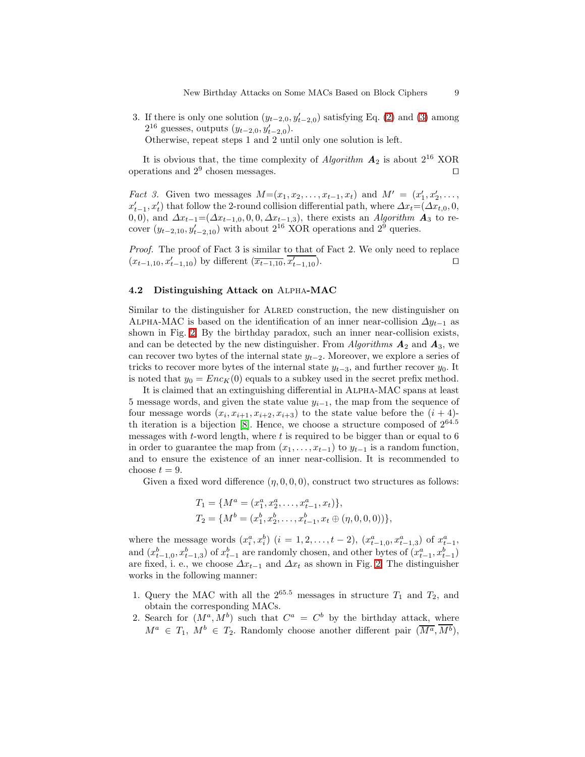3. If there is only one solution $(y_{t-2,0}, y'_{t-2,0})$ satisfying Eq. (2) and (3) among $2^{16}$ guesses, outputs $(y_{t-2,0}, y'_{t-2,0})$.
   Otherwise, repeat steps 1 and 2 until only one solution is left.

It is obvious that, the time complexity of *Algorithm* $\boldsymbol{A}_2$ is about $2^{16}$ XOR operations and $2^9$ chosen messages. □

*Fact 3.* Given two messages $M=(x_1, x_2, \ldots, x_{t-1}, x_t)$ and $M' = (x'_1, x'_2, \ldots, x'_{t-1}, x'_t)$ that follow the 2-round collision differential path, where $\Delta x_t=(\Delta x_{t,0}, 0, 0, 0)$, and $\Delta x_{t-1}=(\Delta x_{t-1,0}, 0, 0, \Delta x_{t-1,3})$, there exists an *Algorithm* $\boldsymbol{A}_3$ to recover $(y_{t-2,10}, y'_{t-2,10})$ with about $2^{16}$ XOR operations and $2^9$ queries.

*Proof.* The proof of Fact 3 is similar to that of Fact 2. We only need to replace $(x_{t-1,10}, x'_{t-1,10})$ by different $(\overline{x_{t-1,10}}, \overline{x'_{t-1,10}})$. □

### 4.2 Distinguishing Attack on Alpha-MAC

Similar to the distinguisher for Alred construction, the new distinguisher on Alpha-MAC is based on the identification of an inner near-collision $\Delta y_{t-1}$ as shown in Fig. 2. By the birthday paradox, such an inner near-collision exists, and can be detected by the new distinguisher. From *Algorithms* $\boldsymbol{A}_2$ and $\boldsymbol{A}_3$, we can recover two bytes of the internal state $y_{t-2}$. Moreover, we explore a series of tricks to recover more bytes of the internal state $y_{t-3}$, and further recover $y_0$. It is noted that $y_0 = Enc_K(0)$ equals to a subkey used in the secret prefix method.

It is claimed that an extinguishing differential in Alpha-MAC spans at least 5 message words, and given the state value $y_{i-1}$, the map from the sequence of four message words $(x_i, x_{i+1}, x_{i+2}, x_{i+3})$ to the state value before the $(i+4)$-th iteration is a bijection [8]. Hence, we choose a structure composed of $2^{64.5}$ messages with $t$-word length, where $t$ is required to be bigger than or equal to 6 in order to guarantee the map from $(x_1, \ldots, x_{t-1})$ to $y_{t-1}$ is a random function, and to ensure the existence of an inner near-collision. It is recommended to choose $t = 9$.

Given a fixed word difference $(\eta, 0, 0, 0)$, construct two structures as follows:

$$T_1 = \{M^a = (x^a_1, x^a_2, \ldots, x^a_{t-1}, x_t)\},$$
$$T_2 = \{M^b = (x^b_1, x^b_2, \ldots, x^b_{t-1}, x_t \oplus (\eta, 0, 0, 0))\},$$

where the message words $(x^a_i, x^b_i)$ $(i = 1, 2, \ldots, t-2)$, $(x^a_{t-1,0}, x^a_{t-1,3})$ of $x^a_{t-1}$, and $(x^b_{t-1,0}, x^b_{t-1,3})$ of $x^b_{t-1}$ are randomly chosen, and other bytes of $(x^a_{t-1}, x^b_{t-1})$ are fixed, i. e., we choose $\Delta x_{t-1}$ and $\Delta x_t$ as shown in Fig. 2. The distinguisher works in the following manner:

1. Query the MAC with all the $2^{65.5}$ messages in structure $T_1$ and $T_2$, and obtain the corresponding MACs.
2. Search for $(M^a, M^b)$ such that $C^a = C^b$ by the birthday attack, where $M^a \in T_1$, $M^b \in T_2$. Randomly choose another different pair $(\overline{M^a}, \overline{M^b})$,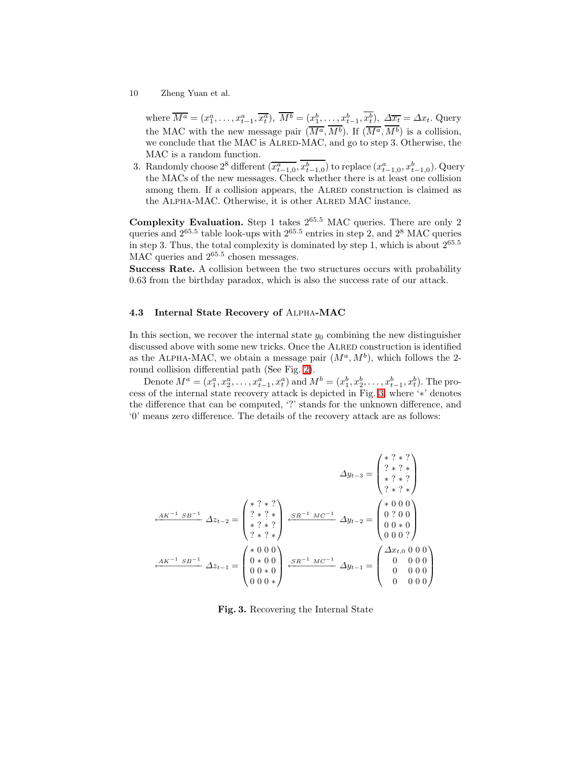where $\overline{M^a} = (x_1^a, \ldots, x_{t-1}^a, \overline{x_t^a})$, $\overline{M^b} = (x_1^b, \ldots, x_{t-1}^b, \overline{x_t^b})$, $\Delta\overline{x_t} = \Delta x_t$. Query the MAC with the new message pair $(\overline{M^a}, \overline{M^b})$. If $(\overline{M^a}, \overline{M^b})$ is a collision, we conclude that the MAC is ALRED-MAC, and go to step 3. Otherwise, the MAC is a random function.

3. Randomly choose $2^8$ different $(\overline{x_{t-1,0}^a}, \overline{x_{t-1,0}^b})$ to replace $(x_{t-1,0}^a, x_{t-1,0}^b)$. Query the MACs of the new messages. Check whether there is at least one collision among them. If a collision appears, the ALRED construction is claimed as the ALPHA-MAC. Otherwise, it is other ALRED MAC instance.

**Complexity Evaluation.** Step 1 takes $2^{65.5}$ MAC queries. There are only 2 queries and $2^{65.5}$ table look-ups with $2^{65.5}$ entries in step 2, and $2^8$ MAC queries in step 3. Thus, the total complexity is dominated by step 1, which is about $2^{65.5}$ MAC queries and $2^{65.5}$ chosen messages.

**Success Rate.** A collision between the two structures occurs with probability 0.63 from the birthday paradox, which is also the success rate of our attack.

### 4.3 Internal State Recovery of ALPHA-MAC

In this section, we recover the internal state $y_0$ combining the new distinguisher discussed above with some new tricks. Once the ALRED construction is identified as the ALPHA-MAC, we obtain a message pair $(M^a, M^b)$, which follows the 2-round collision differential path (See Fig. 2).

Denote $M^a = (x_1^a, x_2^a, \ldots, x_{t-1}^a, x_t^a)$ and $M^b = (x_1^b, x_2^b, \ldots, x_{t-1}^b, x_t^b)$. The process of the internal state recovery attack is depicted in Fig. 3, where '$*$' denotes the difference that can be computed, '?' stands for the unknown difference, and '0' means zero difference. The details of the recovery attack are as follows:

$$\Delta y_{t-3} = \begin{pmatrix} * & ? & * & ? \\ ? & * & ? & * \\ * & ? & * & ? \\ ? & * & ? & * \end{pmatrix}$$

$$\xleftarrow{AK^{-1}\ SB^{-1}} \Delta z_{t-2} = \begin{pmatrix} * & ? & * & ? \\ ? & * & ? & * \\ * & ? & * & ? \\ ? & * & ? & * \end{pmatrix} \xleftarrow{SR^{-1}\ MC^{-1}} \Delta y_{t-2} = \begin{pmatrix} * & 0 & 0 & 0 \\ 0 & ? & 0 & 0 \\ 0 & 0 & * & 0 \\ 0 & 0 & 0 & ? \end{pmatrix}$$

$$\xleftarrow{AK^{-1}\ SB^{-1}} \Delta z_{t-1} = \begin{pmatrix} * & 0 & 0 & 0 \\ 0 & * & 0 & 0 \\ 0 & 0 & * & 0 \\ 0 & 0 & 0 & * \end{pmatrix} \xleftarrow{SR^{-1}\ MC^{-1}} \Delta y_{t-1} = \begin{pmatrix} \Delta x_{t,0} & 0 & 0 & 0 \\ 0 & 0 & 0 & 0 \\ 0 & 0 & 0 & 0 \\ 0 & 0 & 0 & 0 \end{pmatrix}$$

**Fig. 3.** Recovering the Internal State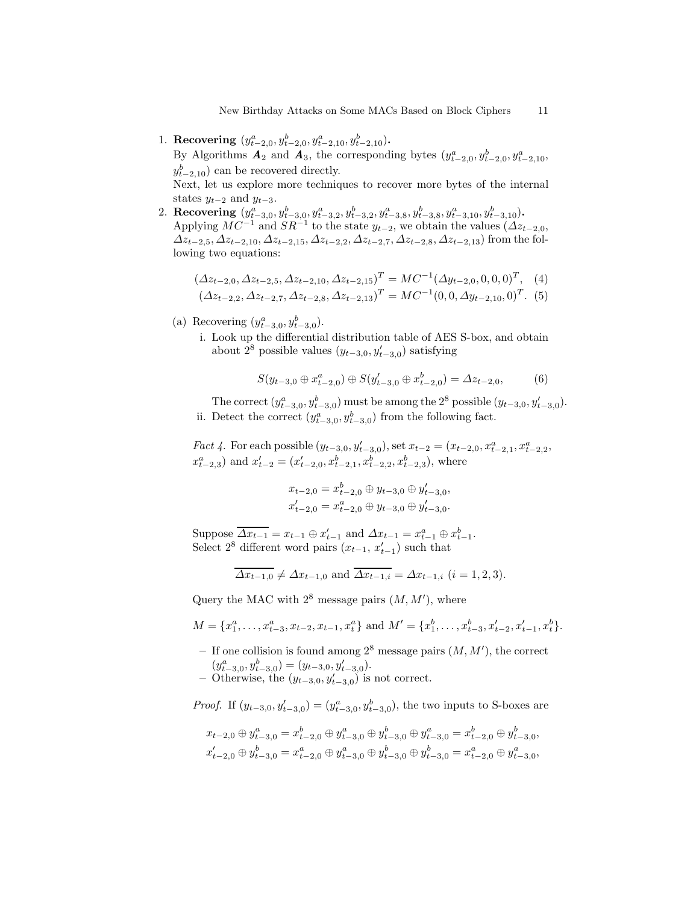1. **Recovering $(y^a_{t-2,0}, y^b_{t-2,0}, y^a_{t-2,10}, y^b_{t-2,10})$.**
   By Algorithms $\boldsymbol{A}_2$ and $\boldsymbol{A}_3$, the corresponding bytes $(y^a_{t-2,0}, y^b_{t-2,0}, y^a_{t-2,10}, y^b_{t-2,10})$ can be recovered directly.
   Next, let us explore more techniques to recover more bytes of the internal states $y_{t-2}$ and $y_{t-3}$.
2. **Recovering $(y^a_{t-3,0}, y^b_{t-3,0}, y^a_{t-3,2}, y^b_{t-3,2}, y^a_{t-3,8}, y^b_{t-3,8}, y^a_{t-3,10}, y^b_{t-3,10})$.**
   Applying $MC^{-1}$ and $SR^{-1}$ to the state $y_{t-2}$, we obtain the values $(\Delta z_{t-2,0}, \Delta z_{t-2,5}, \Delta z_{t-2,10}, \Delta z_{t-2,15}, \Delta z_{t-2,2}, \Delta z_{t-2,7}, \Delta z_{t-2,8}, \Delta z_{t-2,13})$ from the following two equations:

$$(\Delta z_{t-2,0}, \Delta z_{t-2,5}, \Delta z_{t-2,10}, \Delta z_{t-2,15})^T = MC^{-1}(\Delta y_{t-2,0}, 0, 0, 0)^T, \quad (4)$$
$$(\Delta z_{t-2,2}, \Delta z_{t-2,7}, \Delta z_{t-2,8}, \Delta z_{t-2,13})^T = MC^{-1}(0, 0, \Delta y_{t-2,10}, 0)^T. \quad (5)$$

   (a) Recovering $(y^a_{t-3,0}, y^b_{t-3,0})$.
      i. Look up the differential distribution table of AES S-box, and obtain about $2^8$ possible values $(y_{t-3,0}, y'_{t-3,0})$ satisfying

$$S(y_{t-3,0} \oplus x^a_{t-2,0}) \oplus S(y'_{t-3,0} \oplus x^b_{t-2,0}) = \Delta z_{t-2,0}, \quad (6)$$

      The correct $(y^a_{t-3,0}, y^b_{t-3,0})$ must be among the $2^8$ possible $(y_{t-3,0}, y'_{t-3,0})$.
      ii. Detect the correct $(y^a_{t-3,0}, y^b_{t-3,0})$ from the following fact.

*Fact 4.* For each possible $(y_{t-3,0}, y'_{t-3,0})$, set $x_{t-2} = (x_{t-2,0}, x^a_{t-2,1}, x^a_{t-2,2}, x^a_{t-2,3})$ and $x'_{t-2} = (x'_{t-2,0}, x^b_{t-2,1}, x^b_{t-2,2}, x^b_{t-2,3})$, where

$$x_{t-2,0} = x^b_{t-2,0} \oplus y_{t-3,0} \oplus y'_{t-3,0},$$
$$x'_{t-2,0} = x^a_{t-2,0} \oplus y_{t-3,0} \oplus y'_{t-3,0}.$$

Suppose $\overline{\Delta x_{t-1}} = x_{t-1} \oplus x'_{t-1}$ and $\Delta x_{t-1} = x^a_{t-1} \oplus x^b_{t-1}$.
Select $2^8$ different word pairs $(x_{t-1}, x'_{t-1})$ such that

$$\overline{\Delta x_{t-1,0}} \neq \Delta x_{t-1,0} \text{ and } \overline{\Delta x_{t-1,i}} = \Delta x_{t-1,i} \ (i = 1, 2, 3).$$

Query the MAC with $2^8$ message pairs $(M, M')$, where

$$M = \{x^a_1, \ldots, x^a_{t-3}, x_{t-2}, x_{t-1}, x^a_t\} \text{ and } M' = \{x^b_1, \ldots, x^b_{t-3}, x'_{t-2}, x'_{t-1}, x^b_t\}.$$

- If one collision is found among $2^8$ message pairs $(M, M')$, the correct $(y^a_{t-3,0}, y^b_{t-3,0}) = (y_{t-3,0}, y'_{t-3,0})$.
- Otherwise, the $(y_{t-3,0}, y'_{t-3,0})$ is not correct.

*Proof.* If $(y_{t-3,0}, y'_{t-3,0}) = (y^a_{t-3,0}, y^b_{t-3,0})$, the two inputs to S-boxes are

$$x_{t-2,0} \oplus y^a_{t-3,0} = x^b_{t-2,0} \oplus y^a_{t-3,0} \oplus y^b_{t-3,0} \oplus y^a_{t-3,0} = x^b_{t-2,0} \oplus y^b_{t-3,0},$$
$$x'_{t-2,0} \oplus y^b_{t-3,0} = x^a_{t-2,0} \oplus y^a_{t-3,0} \oplus y^b_{t-3,0} \oplus y^b_{t-3,0} = x^a_{t-2,0} \oplus y^a_{t-3,0},$$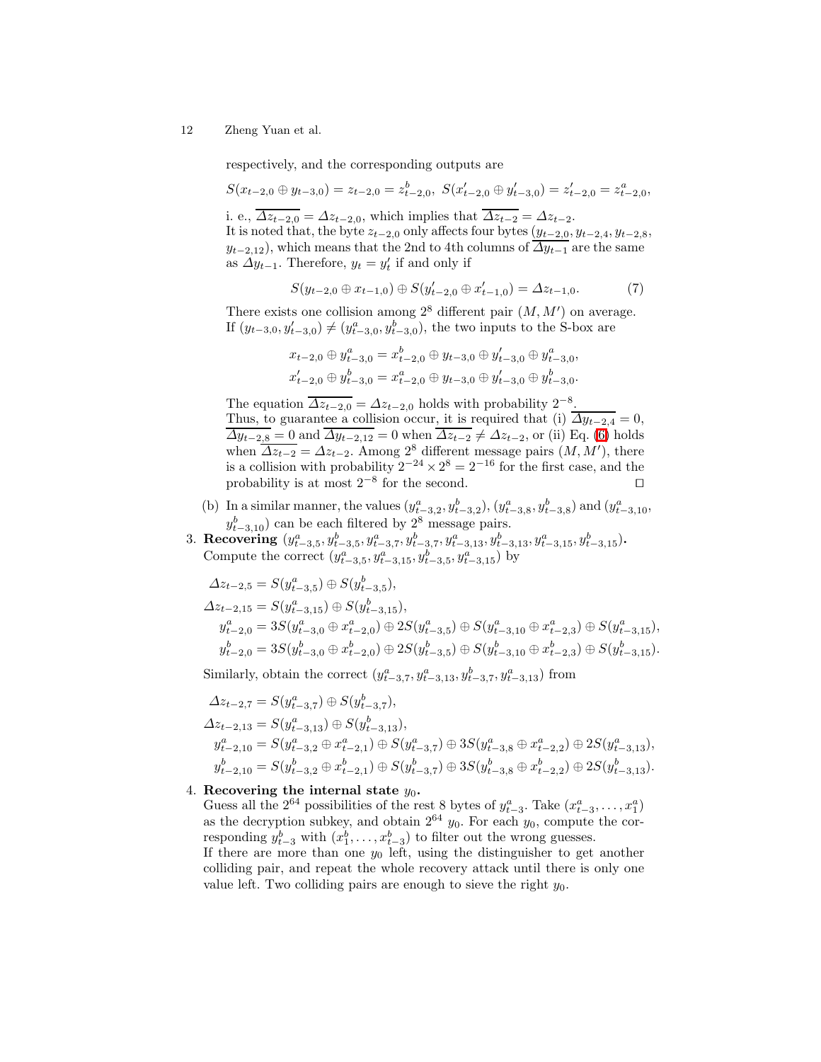respectively, and the corresponding outputs are

$S(x_{t-2,0} \oplus y_{t-3,0}) = z_{t-2,0} = z^b_{t-2,0},\ S(x'_{t-2,0} \oplus y'_{t-3,0}) = z'_{t-2,0} = z^a_{t-2,0},$

i. e., $\overline{\Delta z_{t-2,0}} = \Delta z_{t-2,0}$, which implies that $\overline{\Delta z_{t-2}} = \Delta z_{t-2}$.
It is noted that, the byte $z_{t-2,0}$ only affects four bytes $(y_{t-2,0}, y_{t-2,4}, y_{t-2,8}, y_{t-2,12})$, which means that the 2nd to 4th columns of $\overline{\Delta y_{t-1}}$ are the same as $\Delta y_{t-1}$. Therefore, $y_t = y'_t$ if and only if

$$S(y_{t-2,0} \oplus x_{t-1,0}) \oplus S(y'_{t-2,0} \oplus x'_{t-1,0}) = \Delta z_{t-1,0}. \tag{7}$$

There exists one collision among $2^8$ different pair $(M, M')$ on average.
If $(y_{t-3,0}, y'_{t-3,0}) \neq (y^a_{t-3,0}, y^b_{t-3,0})$, the two inputs to the S-box are

$$x_{t-2,0} \oplus y^a_{t-3,0} = x^b_{t-2,0} \oplus y_{t-3,0} \oplus y'_{t-3,0} \oplus y^a_{t-3,0},$$
$$x'_{t-2,0} \oplus y^b_{t-3,0} = x^a_{t-2,0} \oplus y_{t-3,0} \oplus y'_{t-3,0} \oplus y^b_{t-3,0}.$$

The equation $\overline{\Delta z_{t-2,0}} = \Delta z_{t-2,0}$ holds with probability $2^{-8}$.
Thus, to guarantee a collision occur, it is required that (i) $\overline{\Delta y_{t-2,4}} = 0$, $\overline{\Delta y_{t-2,8}} = 0$ and $\overline{\Delta y_{t-2,12}} = 0$ when $\overline{\Delta z_{t-2}} \neq \Delta z_{t-2}$, or (ii) Eq. (6) holds when $\overline{\Delta z_{t-2}} = \Delta z_{t-2}$. Among $2^8$ different message pairs $(M, M')$, there is a collision with probability $2^{-24} \times 2^8 = 2^{-16}$ for the first case, and the probability is at most $2^{-8}$ for the second. □

(b) In a similar manner, the values $(y^a_{t-3,2}, y^b_{t-3,2})$, $(y^a_{t-3,8}, y^b_{t-3,8})$ and $(y^a_{t-3,10}, y^b_{t-3,10})$ can be each filtered by $2^8$ message pairs.

3. **Recovering** $(y^a_{t-3,5}, y^b_{t-3,5}, y^a_{t-3,7}, y^b_{t-3,7}, y^a_{t-3,13}, y^b_{t-3,13}, y^a_{t-3,15}, y^b_{t-3,15})$**.**
Compute the correct $(y^a_{t-3,5}, y^a_{t-3,15}, y^b_{t-3,5}, y^a_{t-3,15})$ by

$$\Delta z_{t-2,5} = S(y^a_{t-3,5}) \oplus S(y^b_{t-3,5}),$$
$$\Delta z_{t-2,15} = S(y^a_{t-3,15}) \oplus S(y^b_{t-3,15}),$$
$$y^a_{t-2,0} = 3S(y^a_{t-3,0} \oplus x^a_{t-2,0}) \oplus 2S(y^a_{t-3,5}) \oplus S(y^a_{t-3,10} \oplus x^a_{t-2,3}) \oplus S(y^a_{t-3,15}),$$
$$y^b_{t-2,0} = 3S(y^b_{t-3,0} \oplus x^b_{t-2,0}) \oplus 2S(y^b_{t-3,5}) \oplus S(y^b_{t-3,10} \oplus x^b_{t-2,3}) \oplus S(y^b_{t-3,15}).$$

Similarly, obtain the correct $(y^a_{t-3,7}, y^a_{t-3,13}, y^b_{t-3,7}, y^a_{t-3,13})$ from

$$\Delta z_{t-2,7} = S(y^a_{t-3,7}) \oplus S(y^b_{t-3,7}),$$
$$\Delta z_{t-2,13} = S(y^a_{t-3,13}) \oplus S(y^b_{t-3,13}),$$
$$y^a_{t-2,10} = S(y^a_{t-3,2} \oplus x^a_{t-2,1}) \oplus S(y^a_{t-3,7}) \oplus 3S(y^a_{t-3,8} \oplus x^a_{t-2,2}) \oplus 2S(y^a_{t-3,13}),$$
$$y^b_{t-2,10} = S(y^b_{t-3,2} \oplus x^b_{t-2,1}) \oplus S(y^b_{t-3,7}) \oplus 3S(y^b_{t-3,8} \oplus x^b_{t-2,2}) \oplus 2S(y^b_{t-3,13}).$$

4. **Recovering the internal state** $y_0$**.**
Guess all the $2^{64}$ possibilities of the rest 8 bytes of $y^a_{t-3}$. Take $(x^a_{t-3}, \ldots, x^a_1)$ as the decryption subkey, and obtain $2^{64}$ $y_0$. For each $y_0$, compute the corresponding $y^b_{t-3}$ with $(x^b_1, \ldots, x^b_{t-3})$ to filter out the wrong guesses.
If there are more than one $y_0$ left, using the distinguisher to get another colliding pair, and repeat the whole recovery attack until there is only one value left. Two colliding pairs are enough to sieve the right $y_0$.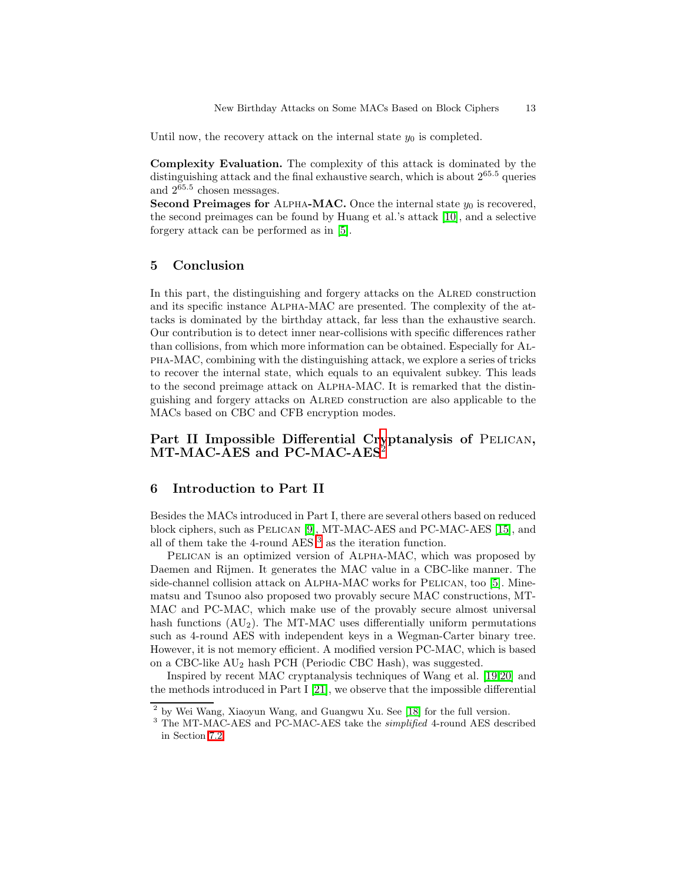Until now, the recovery attack on the internal state $y_0$ is completed.

**Complexity Evaluation.** The complexity of this attack is dominated by the distinguishing attack and the final exhaustive search, which is about $2^{65.5}$ queries and $2^{65.5}$ chosen messages.

**Second Preimages for Alpha-MAC.** Once the internal state $y_0$ is recovered, the second preimages can be found by Huang et al.'s attack [10], and a selective forgery attack can be performed as in [5].

## 5 Conclusion

In this part, the distinguishing and forgery attacks on the Alred construction and its specific instance Alpha-MAC are presented. The complexity of the attacks is dominated by the birthday attack, far less than the exhaustive search. Our contribution is to detect inner near-collisions with specific differences rather than collisions, from which more information can be obtained. Especially for Alpha-MAC, combining with the distinguishing attack, we explore a series of tricks to recover the internal state, which equals to an equivalent subkey. This leads to the second preimage attack on Alpha-MAC. It is remarked that the distinguishing and forgery attacks on Alred construction are also applicable to the MACs based on CBC and CFB encryption modes.

# Part II Impossible Differential Cryptanalysis of Pelican, MT-MAC-AES and PC-MAC-AES[2]

## 6 Introduction to Part II

Besides the MACs introduced in Part I, there are several others based on reduced block ciphers, such as Pelican [9], MT-MAC-AES and PC-MAC-AES [15], and all of them take the 4-round AES [3] as the iteration function.

Pelican is an optimized version of Alpha-MAC, which was proposed by Daemen and Rijmen. It generates the MAC value in a CBC-like manner. The side-channel collision attack on Alpha-MAC works for Pelican, too [5]. Minematsu and Tsunoo also proposed two provably secure MAC constructions, MT-MAC and PC-MAC, which make use of the provably secure almost universal hash functions ($AU_2$). The MT-MAC uses differentially uniform permutations such as 4-round AES with independent keys in a Wegman-Carter binary tree. However, it is not memory efficient. A modified version PC-MAC, which is based on a CBC-like $AU_2$ hash PCH (Periodic CBC Hash), was suggested.

Inspired by recent MAC cryptanalysis techniques of Wang et al. [19,20] and the methods introduced in Part I [21], we observe that the impossible differential

[2] by Wei Wang, Xiaoyun Wang, and Guangwu Xu. See [18] for the full version.

[3] The MT-MAC-AES and PC-MAC-AES take the *simplified* 4-round AES described in Section 7.2.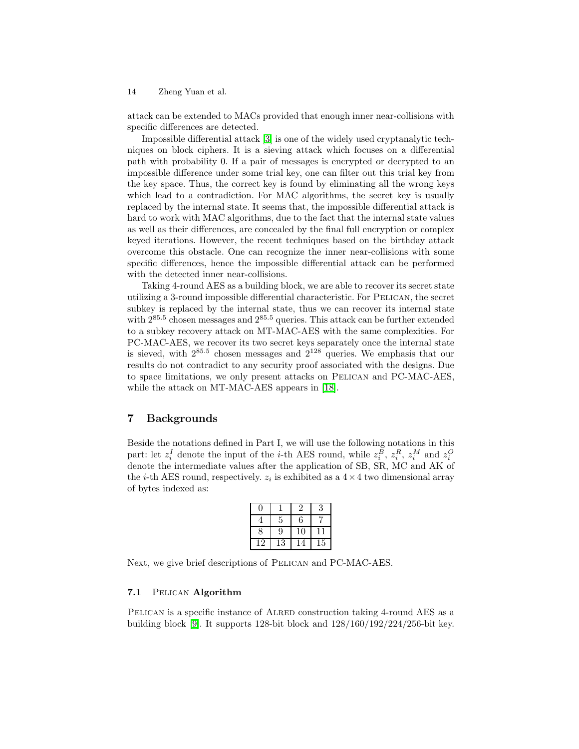attack can be extended to MACs provided that enough inner near-collisions with specific differences are detected.

Impossible differential attack [3] is one of the widely used cryptanalytic techniques on block ciphers. It is a sieving attack which focuses on a differential path with probability 0. If a pair of messages is encrypted or decrypted to an impossible difference under some trial key, one can filter out this trial key from the key space. Thus, the correct key is found by eliminating all the wrong keys which lead to a contradiction. For MAC algorithms, the secret key is usually replaced by the internal state. It seems that, the impossible differential attack is hard to work with MAC algorithms, due to the fact that the internal state values as well as their differences, are concealed by the final full encryption or complex keyed iterations. However, the recent techniques based on the birthday attack overcome this obstacle. One can recognize the inner near-collisions with some specific differences, hence the impossible differential attack can be performed with the detected inner near-collisions.

Taking 4-round AES as a building block, we are able to recover its secret state utilizing a 3-round impossible differential characteristic. For Pelican, the secret subkey is replaced by the internal state, thus we can recover its internal state with $2^{85.5}$ chosen messages and $2^{85.5}$ queries. This attack can be further extended to a subkey recovery attack on MT-MAC-AES with the same complexities. For PC-MAC-AES, we recover its two secret keys separately once the internal state is sieved, with $2^{85.5}$ chosen messages and $2^{128}$ queries. We emphasis that our results do not contradict to any security proof associated with the designs. Due to space limitations, we only present attacks on Pelican and PC-MAC-AES, while the attack on MT-MAC-AES appears in [18].

## 7 Backgrounds

Beside the notations defined in Part I, we will use the following notations in this part: let $z_i^I$ denote the input of the $i$-th AES round, while $z_i^B$, $z_i^R$, $z_i^M$ and $z_i^O$ denote the intermediate values after the application of SB, SR, MC and AK of the $i$-th AES round, respectively. $z_i$ is exhibited as a $4 \times 4$ two dimensional array of bytes indexed as:

| 0 | 1 | 2 | 3 |
|---|---|---|---|
| 4 | 5 | 6 | 7 |
| 8 | 9 | 10 | 11 |
| 12 | 13 | 14 | 15 |

Next, we give brief descriptions of Pelican and PC-MAC-AES.

### 7.1 Pelican Algorithm

Pelican is a specific instance of Alred construction taking 4-round AES as a building block [9]. It supports 128-bit block and 128/160/192/224/256-bit key.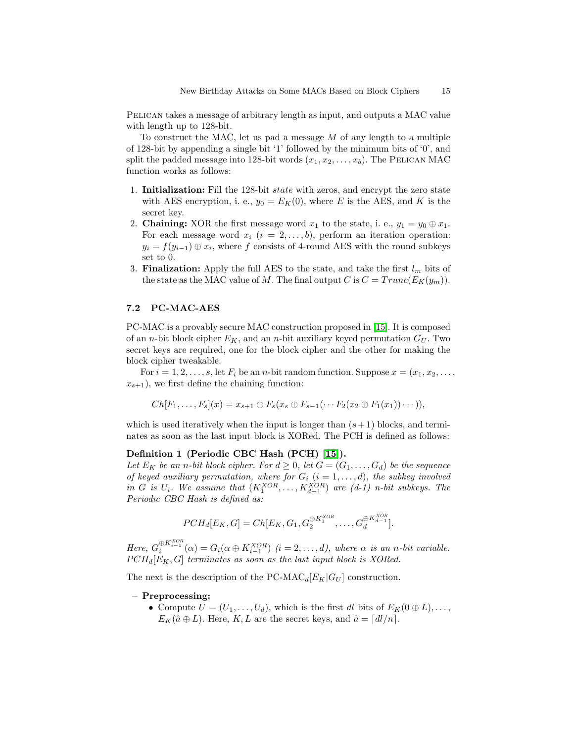Pelican takes a message of arbitrary length as input, and outputs a MAC value with length up to 128-bit.

To construct the MAC, let us pad a message $M$ of any length to a multiple of 128-bit by appending a single bit '1' followed by the minimum bits of '0', and split the padded message into 128-bit words $(x_1, x_2, \ldots, x_b)$. The Pelican MAC function works as follows:

1. **Initialization:** Fill the 128-bit *state* with zeros, and encrypt the zero state with AES encryption, i. e., $y_0 = E_K(0)$, where $E$ is the AES, and $K$ is the secret key.
2. **Chaining:** XOR the first message word $x_1$ to the state, i. e., $y_1 = y_0 \oplus x_1$. For each message word $x_i$ $(i = 2, \ldots, b)$, perform an iteration operation: $y_i = f(y_{i-1}) \oplus x_i$, where $f$ consists of 4-round AES with the round subkeys set to 0.
3. **Finalization:** Apply the full AES to the state, and take the first $l_m$ bits of the state as the MAC value of $M$. The final output $C$ is $C = Trunc(E_K(y_m))$.

### 7.2 PC-MAC-AES

PC-MAC is a provably secure MAC construction proposed in [15]. It is composed of an $n$-bit block cipher $E_K$, and an $n$-bit auxiliary keyed permutation $G_U$. Two secret keys are required, one for the block cipher and the other for making the block cipher tweakable.

For $i = 1, 2, \ldots, s$, let $F_i$ be an $n$-bit random function. Suppose $x = (x_1, x_2, \ldots, x_{s+1})$, we first define the chaining function:

$$Ch[F_1, \ldots, F_s](x) = x_{s+1} \oplus F_s(x_s \oplus F_{s-1}(\cdots F_2(x_2 \oplus F_1(x_1)) \cdots)),$$

which is used iteratively when the input is longer than $(s+1)$ blocks, and terminates as soon as the last input block is XORed. The PCH is defined as follows:

**Definition 1 (Periodic CBC Hash (PCH) [15]).**
*Let $E_K$ be an $n$-bit block cipher. For $d \geq 0$, let $G = (G_1, \ldots, G_d)$ be the sequence of keyed auxiliary permutation, where for $G_i$ $(i = 1, \ldots, d)$, the subkey involved in $G$ is $U_i$. We assume that $(K_1^{XOR}, \ldots, K_{d-1}^{XOR})$ are (d-1) $n$-bit subkeys. The Periodic CBC Hash is defined as:*

$$PCH_d[E_K, G] = Ch[E_K, G_1, G_2^{\oplus K_1^{XOR}}, \ldots, G_d^{\oplus K_{d-1}^{XOR}}].$$

*Here, $G_i^{\oplus K_{i-1}^{XOR}}(\alpha) = G_i(\alpha \oplus K_{i-1}^{XOR})$ $(i = 2, \ldots, d)$, where $\alpha$ is an $n$-bit variable. $PCH_d[E_K, G]$ terminates as soon as the last input block is XORed.*

The next is the description of the PC-MAC$_d[E_K|G_U]$ construction.

- **Preprocessing:**
  - Compute $U = (U_1, \ldots, U_d)$, which is the first $dl$ bits of $E_K(0 \oplus L), \ldots, E_K(\hat{a} \oplus L)$. Here, $K, L$ are the secret keys, and $\hat{a} = \lceil dl/n \rceil$.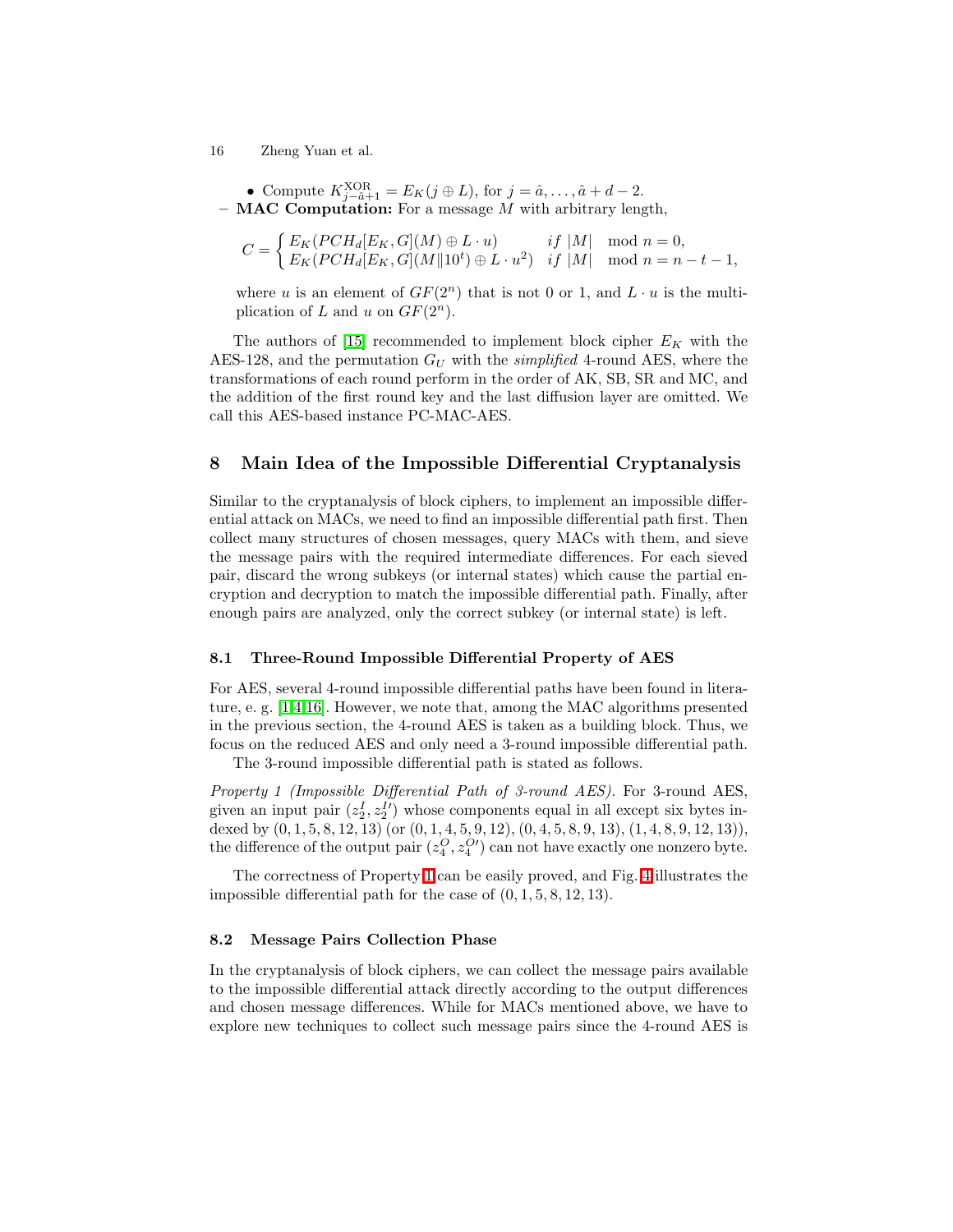- Compute $K^{\mathrm{XOR}}_{j-\hat{a}+1} = E_K(j \oplus L)$, for $j = \hat{a}, \ldots, \hat{a}+d-2$.

– **MAC Computation:** For a message $M$ with arbitrary length,

$$C = \begin{cases} E_K(PCH_d[E_K, G](M) \oplus L \cdot u) & if\ |M| \mod n = 0, \\ E_K(PCH_d[E_K, G](M \| 10^t) \oplus L \cdot u^2) & if\ |M| \mod n = n-t-1, \end{cases}$$

where $u$ is an element of $GF(2^n)$ that is not 0 or 1, and $L \cdot u$ is the multiplication of $L$ and $u$ on $GF(2^n)$.

The authors of [15] recommended to implement block cipher $E_K$ with the AES-128, and the permutation $G_U$ with the *simplified* 4-round AES, where the transformations of each round perform in the order of AK, SB, SR and MC, and the addition of the first round key and the last diffusion layer are omitted. We call this AES-based instance PC-MAC-AES.

## 8 Main Idea of the Impossible Differential Cryptanalysis

Similar to the cryptanalysis of block ciphers, to implement an impossible differential attack on MACs, we need to find an impossible differential path first. Then collect many structures of chosen messages, query MACs with them, and sieve the message pairs with the required intermediate differences. For each sieved pair, discard the wrong subkeys (or internal states) which cause the partial encryption and decryption to match the impossible differential path. Finally, after enough pairs are analyzed, only the correct subkey (or internal state) is left.

### 8.1 Three-Round Impossible Differential Property of AES

For AES, several 4-round impossible differential paths have been found in literature, e. g. [1,4,16]. However, we note that, among the MAC algorithms presented in the previous section, the 4-round AES is taken as a building block. Thus, we focus on the reduced AES and only need a 3-round impossible differential path.

The 3-round impossible differential path is stated as follows.

*Property 1 (Impossible Differential Path of 3-round AES).* For 3-round AES, given an input pair $(z_2^I, z_2^{I\prime})$ whose components equal in all except six bytes indexed by $(0, 1, 5, 8, 12, 13)$ (or $(0, 1, 4, 5, 9, 12)$, $(0, 4, 5, 8, 9, 13)$, $(1, 4, 8, 9, 12, 13)$), the difference of the output pair $(z_4^O, z_4^{O\prime})$ can not have exactly one nonzero byte.

The correctness of Property 1 can be easily proved, and Fig. 4 illustrates the impossible differential path for the case of $(0, 1, 5, 8, 12, 13)$.

### 8.2 Message Pairs Collection Phase

In the cryptanalysis of block ciphers, we can collect the message pairs available to the impossible differential attack directly according to the output differences and chosen message differences. While for MACs mentioned above, we have to explore new techniques to collect such message pairs since the 4-round AES is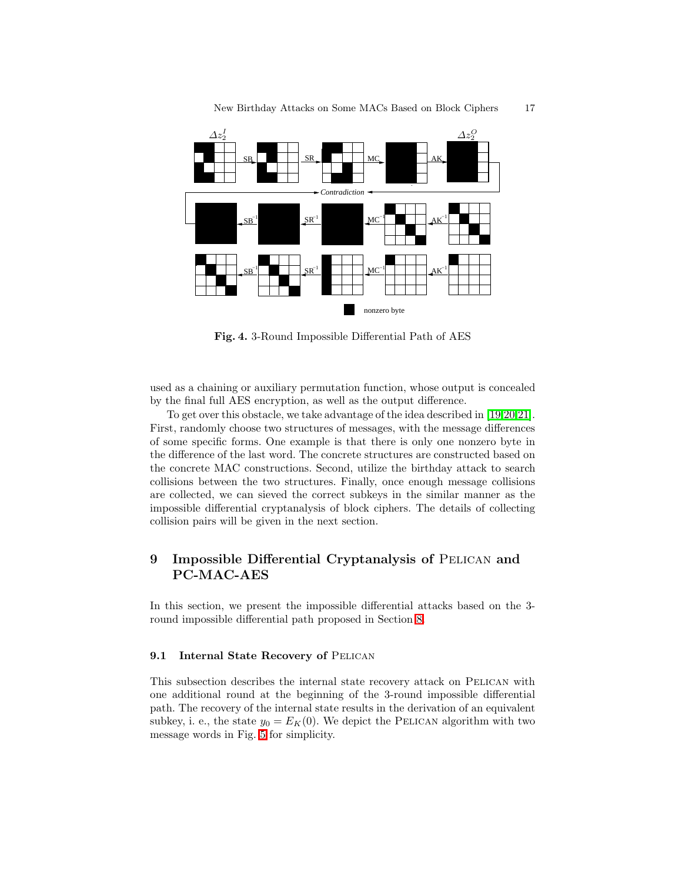**Fig. 4.** 3-Round Impossible Differential Path of AES

used as a chaining or auxiliary permutation function, whose output is concealed by the final full AES encryption, as well as the output difference.

To get over this obstacle, we take advantage of the idea described in [19,20,21]. First, randomly choose two structures of messages, with the message differences of some specific forms. One example is that there is only one nonzero byte in the difference of the last word. The concrete structures are constructed based on the concrete MAC constructions. Second, utilize the birthday attack to search collisions between the two structures. Finally, once enough message collisions are collected, we can sieved the correct subkeys in the similar manner as the impossible differential cryptanalysis of block ciphers. The details of collecting collision pairs will be given in the next section.

## 9 Impossible Differential Cryptanalysis of Pelican and PC-MAC-AES

In this section, we present the impossible differential attacks based on the 3-round impossible differential path proposed in Section 8.

### 9.1 Internal State Recovery of Pelican

This subsection describes the internal state recovery attack on Pelican with one additional round at the beginning of the 3-round impossible differential path. The recovery of the internal state results in the derivation of an equivalent subkey, i. e., the state $y_0 = E_K(0)$. We depict the Pelican algorithm with two message words in Fig. 5 for simplicity.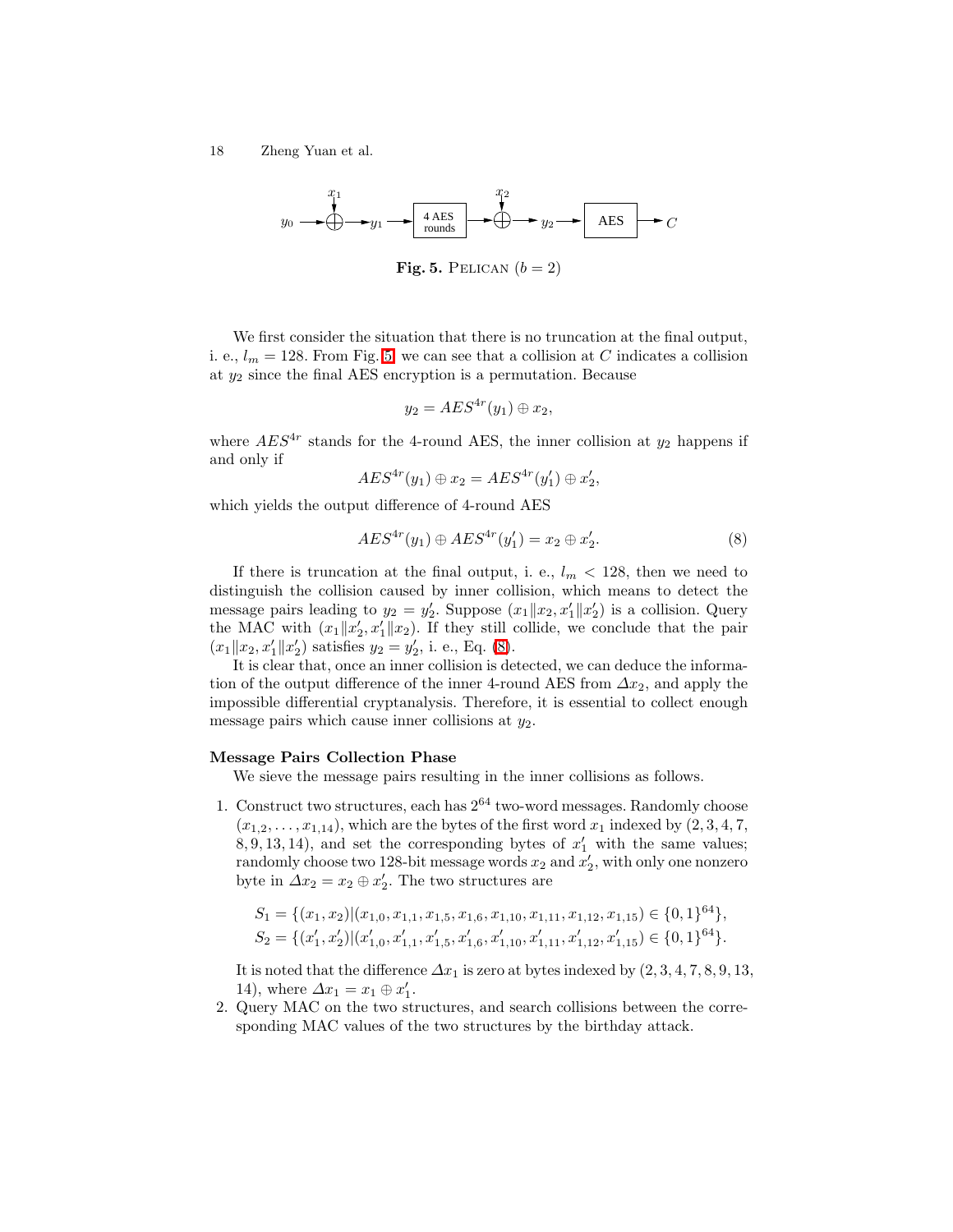$y_0 \rightarrow \oplus(x_1) \rightarrow y_1 \rightarrow$ [4 AES rounds] $\rightarrow \oplus(x_2) \rightarrow y_2 \rightarrow$ [AES] $\rightarrow C$

**Fig. 5.** Pelican ($b = 2$)

We first consider the situation that there is no truncation at the final output, i. e., $l_m = 128$. From Fig. 5, we can see that a collision at $C$ indicates a collision at $y_2$ since the final AES encryption is a permutation. Because

$$y_2 = AES^{4r}(y_1) \oplus x_2,$$

where $AES^{4r}$ stands for the 4-round AES, the inner collision at $y_2$ happens if and only if

$$AES^{4r}(y_1) \oplus x_2 = AES^{4r}(y'_1) \oplus x'_2,$$

which yields the output difference of 4-round AES

$$AES^{4r}(y_1) \oplus AES^{4r}(y'_1) = x_2 \oplus x'_2. \tag{8}$$

If there is truncation at the final output, i. e., $l_m < 128$, then we need to distinguish the collision caused by inner collision, which means to detect the message pairs leading to $y_2 = y'_2$. Suppose $(x_1 \| x_2, x'_1 \| x'_2)$ is a collision. Query the MAC with $(x_1 \| x'_2, x'_1 \| x_2)$. If they still collide, we conclude that the pair $(x_1 \| x_2, x'_1 \| x'_2)$ satisfies $y_2 = y'_2$, i. e., Eq. (8).

It is clear that, once an inner collision is detected, we can deduce the information of the output difference of the inner 4-round AES from $\Delta x_2$, and apply the impossible differential cryptanalysis. Therefore, it is essential to collect enough message pairs which cause inner collisions at $y_2$.

**Message Pairs Collection Phase**

We sieve the message pairs resulting in the inner collisions as follows.

1. Construct two structures, each has $2^{64}$ two-word messages. Randomly choose $(x_{1,2}, \ldots, x_{1,14})$, which are the bytes of the first word $x_1$ indexed by $(2, 3, 4, 7, 8, 9, 13, 14)$, and set the corresponding bytes of $x'_1$ with the same values; randomly choose two 128-bit message words $x_2$ and $x'_2$, with only one nonzero byte in $\Delta x_2 = x_2 \oplus x'_2$. The two structures are

$$S_1 = \{(x_1, x_2) | (x_{1,0}, x_{1,1}, x_{1,5}, x_{1,6}, x_{1,10}, x_{1,11}, x_{1,12}, x_{1,15}) \in \{0,1\}^{64}\},$$
$$S_2 = \{(x'_1, x'_2) | (x'_{1,0}, x'_{1,1}, x'_{1,5}, x'_{1,6}, x'_{1,10}, x'_{1,11}, x'_{1,12}, x'_{1,15}) \in \{0,1\}^{64}\}.$$

   It is noted that the difference $\Delta x_1$ is zero at bytes indexed by $(2, 3, 4, 7, 8, 9, 13, 14)$, where $\Delta x_1 = x_1 \oplus x'_1$.
2. Query MAC on the two structures, and search collisions between the corresponding MAC values of the two structures by the birthday attack.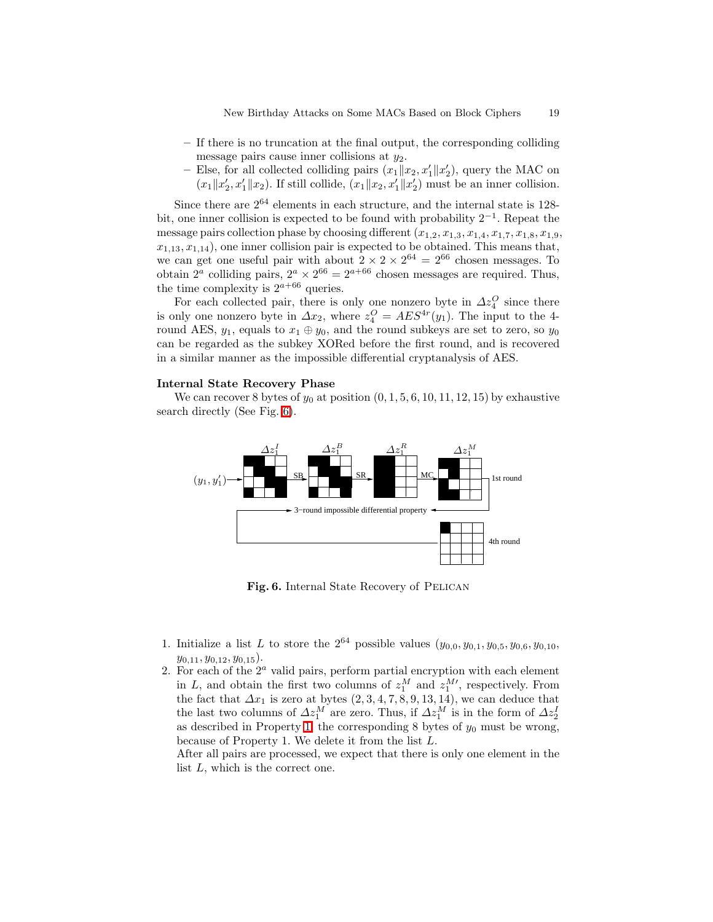– If there is no truncation at the final output, the corresponding colliding message pairs cause inner collisions at $y_2$.

– Else, for all collected colliding pairs $(x_1\|x_2, x_1'\|x_2')$, query the MAC on $(x_1\|x_2', x_1'\|x_2)$. If still collide, $(x_1\|x_2, x_1'\|x_2')$ must be an inner collision.

Since there are $2^{64}$ elements in each structure, and the internal state is 128-bit, one inner collision is expected to be found with probability $2^{-1}$. Repeat the message pairs collection phase by choosing different $(x_{1,2}, x_{1,3}, x_{1,4}, x_{1,7}, x_{1,8}, x_{1,9}, x_{1,13}, x_{1,14})$, one inner collision pair is expected to be obtained. This means that, we can get one useful pair with about $2 \times 2 \times 2^{64} = 2^{66}$ chosen messages. To obtain $2^a$ colliding pairs, $2^a \times 2^{66} = 2^{a+66}$ chosen messages are required. Thus, the time complexity is $2^{a+66}$ queries.

For each collected pair, there is only one nonzero byte in $\Delta z_4^O$ since there is only one nonzero byte in $\Delta x_2$, where $z_4^O = AES^{4r}(y_1)$. The input to the 4-round AES, $y_1$, equals to $x_1 \oplus y_0$, and the round subkeys are set to zero, so $y_0$ can be regarded as the subkey XORed before the first round, and is recovered in a similar manner as the impossible differential cryptanalysis of AES.

**Internal State Recovery Phase**

We can recover 8 bytes of $y_0$ at position $(0, 1, 5, 6, 10, 11, 12, 15)$ by exhaustive search directly (See Fig. 6).

**Fig. 6.** Internal State Recovery of PELICAN

1. Initialize a list $L$ to store the $2^{64}$ possible values $(y_{0,0}, y_{0,1}, y_{0,5}, y_{0,6}, y_{0,10}, y_{0,11}, y_{0,12}, y_{0,15})$.
2. For each of the $2^a$ valid pairs, perform partial encryption with each element in $L$, and obtain the first two columns of $z_1^M$ and $z_1^{M\prime}$, respectively. From the fact that $\Delta x_1$ is zero at bytes $(2, 3, 4, 7, 8, 9, 13, 14)$, we can deduce that the last two columns of $\Delta z_1^M$ are zero. Thus, if $\Delta z_1^M$ is in the form of $\Delta z_2^I$ as described in Property 1, the corresponding 8 bytes of $y_0$ must be wrong, because of Property 1. We delete it from the list $L$.

   After all pairs are processed, we expect that there is only one element in the list $L$, which is the correct one.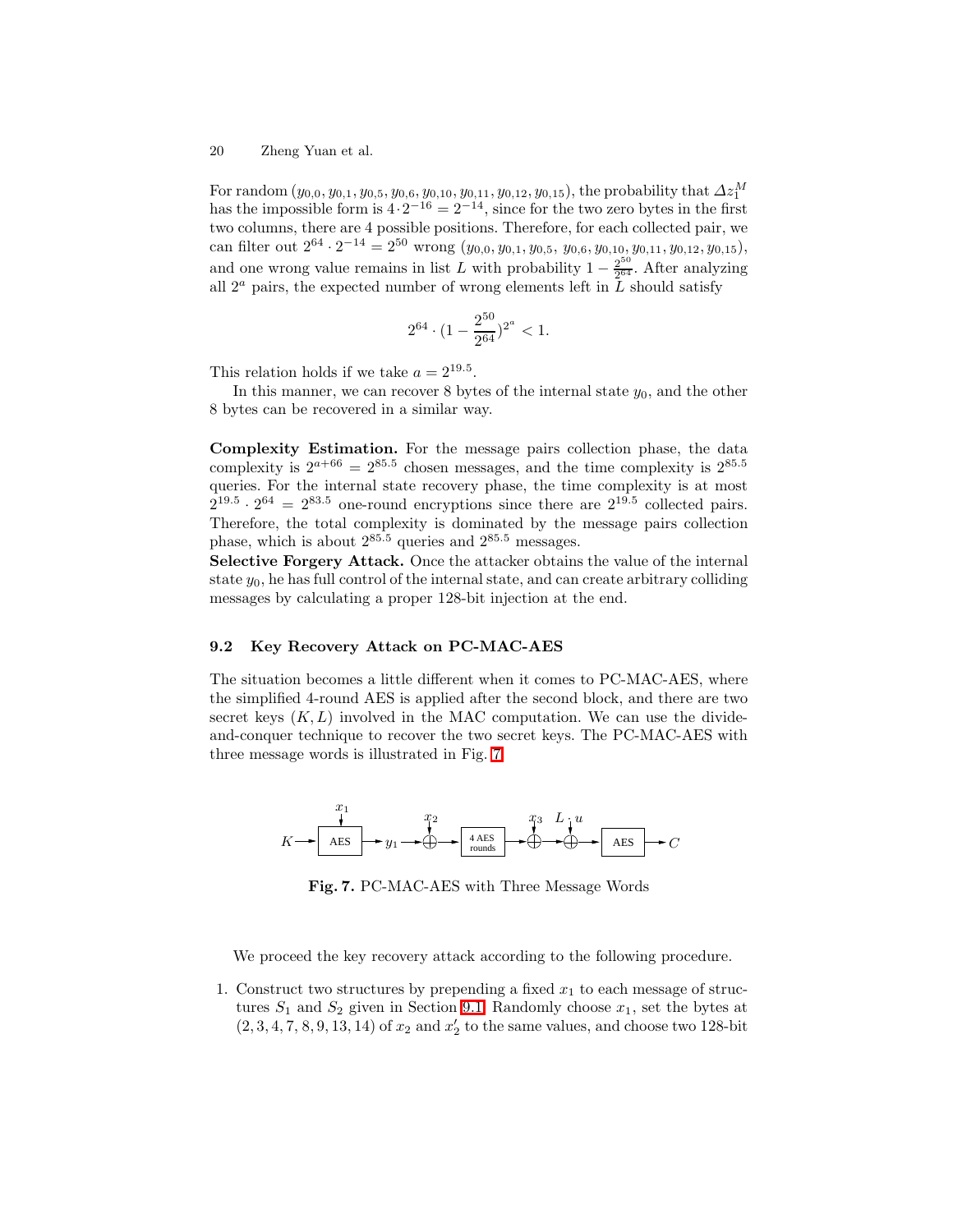For random $(y_{0,0}, y_{0,1}, y_{0,5}, y_{0,6}, y_{0,10}, y_{0,11}, y_{0,12}, y_{0,15})$, the probability that $\Delta z_1^M$ has the impossible form is $4 \cdot 2^{-16} = 2^{-14}$, since for the two zero bytes in the first two columns, there are 4 possible positions. Therefore, for each collected pair, we can filter out $2^{64} \cdot 2^{-14} = 2^{50}$ wrong $(y_{0,0}, y_{0,1}, y_{0,5}, y_{0,6}, y_{0,10}, y_{0,11}, y_{0,12}, y_{0,15})$, and one wrong value remains in list $L$ with probability $1 - \frac{2^{50}}{2^{64}}$. After analyzing all $2^a$ pairs, the expected number of wrong elements left in $L$ should satisfy

$$2^{64} \cdot (1 - \frac{2^{50}}{2^{64}})^{2^a} < 1.$$

This relation holds if we take $a = 2^{19.5}$.

In this manner, we can recover 8 bytes of the internal state $y_0$, and the other 8 bytes can be recovered in a similar way.

**Complexity Estimation.** For the message pairs collection phase, the data complexity is $2^{a+66} = 2^{85.5}$ chosen messages, and the time complexity is $2^{85.5}$ queries. For the internal state recovery phase, the time complexity is at most $2^{19.5} \cdot 2^{64} = 2^{83.5}$ one-round encryptions since there are $2^{19.5}$ collected pairs. Therefore, the total complexity is dominated by the message pairs collection phase, which is about $2^{85.5}$ queries and $2^{85.5}$ messages.

**Selective Forgery Attack.** Once the attacker obtains the value of the internal state $y_0$, he has full control of the internal state, and can create arbitrary colliding messages by calculating a proper 128-bit injection at the end.

### 9.2 Key Recovery Attack on PC-MAC-AES

The situation becomes a little different when it comes to PC-MAC-AES, where the simplified 4-round AES is applied after the second block, and there are two secret keys $(K, L)$ involved in the MAC computation. We can use the divide-and-conquer technique to recover the two secret keys. The PC-MAC-AES with three message words is illustrated in Fig. 7

Fig. 7. PC-MAC-AES with Three Message Words

We proceed the key recovery attack according to the following procedure.

1. Construct two structures by prepending a fixed $x_1$ to each message of structures $S_1$ and $S_2$ given in Section 9.1. Randomly choose $x_1$, set the bytes at $(2, 3, 4, 7, 8, 9, 13, 14)$ of $x_2$ and $x_2'$ to the same values, and choose two 128-bit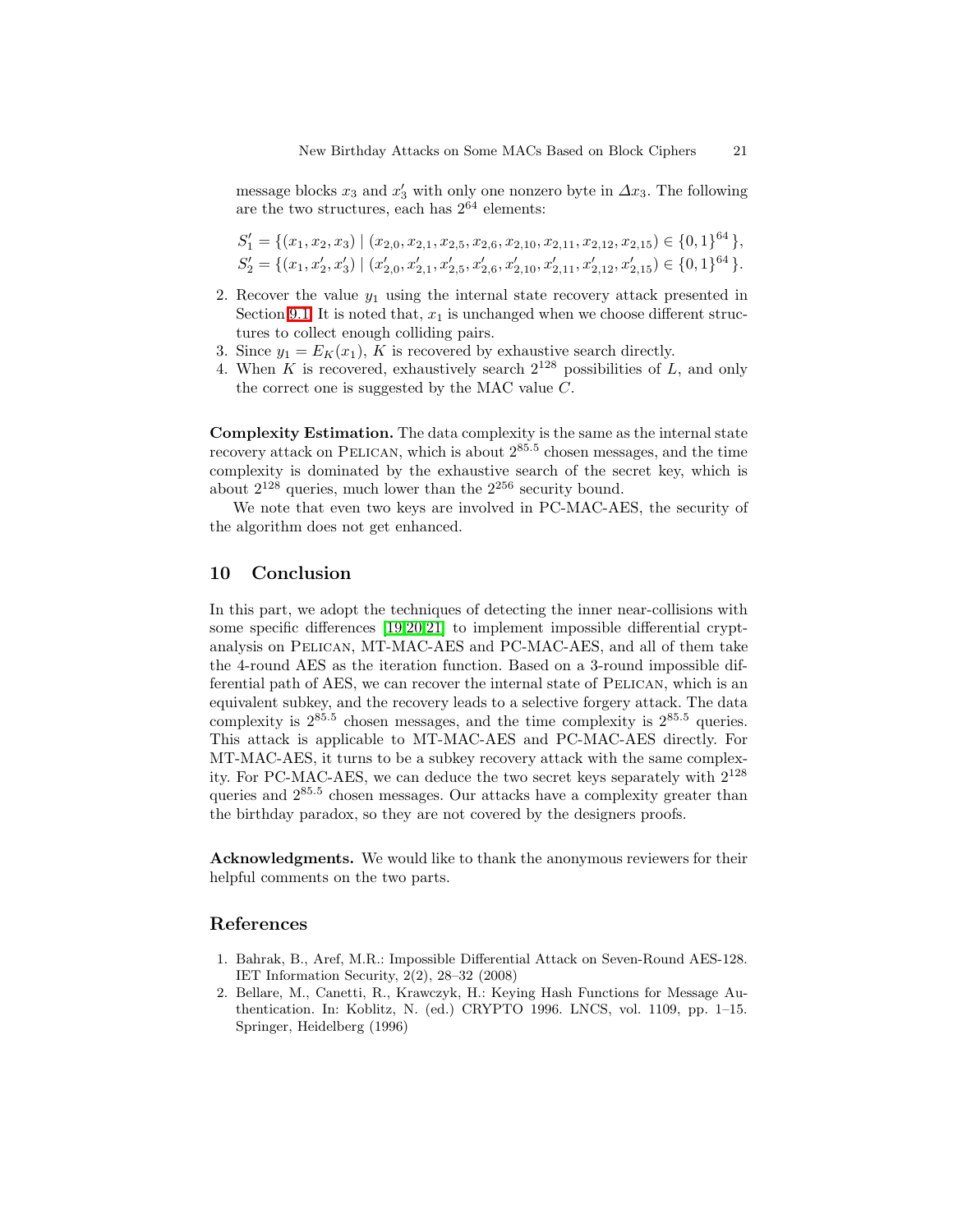message blocks $x_3$ and $x'_3$ with only one nonzero byte in $\Delta x_3$. The following are the two structures, each has $2^{64}$ elements:

$$S'_1 = \{(x_1, x_2, x_3) \mid (x_{2,0}, x_{2,1}, x_{2,5}, x_{2,6}, x_{2,10}, x_{2,11}, x_{2,12}, x_{2,15}) \in \{0,1\}^{64}\},$$
$$S'_2 = \{(x_1, x'_2, x'_3) \mid (x'_{2,0}, x'_{2,1}, x'_{2,5}, x'_{2,6}, x'_{2,10}, x'_{2,11}, x'_{2,12}, x'_{2,15}) \in \{0,1\}^{64}\}.$$

2. Recover the value $y_1$ using the internal state recovery attack presented in Section 9.1. It is noted that, $x_1$ is unchanged when we choose different structures to collect enough colliding pairs.
3. Since $y_1 = E_K(x_1)$, $K$ is recovered by exhaustive search directly.
4. When $K$ is recovered, exhaustively search $2^{128}$ possibilities of $L$, and only the correct one is suggested by the MAC value $C$.

**Complexity Estimation.** The data complexity is the same as the internal state recovery attack on Pelican, which is about $2^{85.5}$ chosen messages, and the time complexity is dominated by the exhaustive search of the secret key, which is about $2^{128}$ queries, much lower than the $2^{256}$ security bound.

We note that even two keys are involved in PC-MAC-AES, the security of the algorithm does not get enhanced.

## 10 Conclusion

In this part, we adopt the techniques of detecting the inner near-collisions with some specific differences [19,20,21] to implement impossible differential cryptanalysis on Pelican, MT-MAC-AES and PC-MAC-AES, and all of them take the 4-round AES as the iteration function. Based on a 3-round impossible differential path of AES, we can recover the internal state of Pelican, which is an equivalent subkey, and the recovery leads to a selective forgery attack. The data complexity is $2^{85.5}$ chosen messages, and the time complexity is $2^{85.5}$ queries. This attack is applicable to MT-MAC-AES and PC-MAC-AES directly. For MT-MAC-AES, it turns to be a subkey recovery attack with the same complexity. For PC-MAC-AES, we can deduce the two secret keys separately with $2^{128}$ queries and $2^{85.5}$ chosen messages. Our attacks have a complexity greater than the birthday paradox, so they are not covered by the designers proofs.

**Acknowledgments.** We would like to thank the anonymous reviewers for their helpful comments on the two parts.

## References

1. Bahrak, B., Aref, M.R.: Impossible Differential Attack on Seven-Round AES-128. IET Information Security, 2(2), 28–32 (2008)
2. Bellare, M., Canetti, R., Krawczyk, H.: Keying Hash Functions for Message Authentication. In: Koblitz, N. (ed.) CRYPTO 1996. LNCS, vol. 1109, pp. 1–15. Springer, Heidelberg (1996)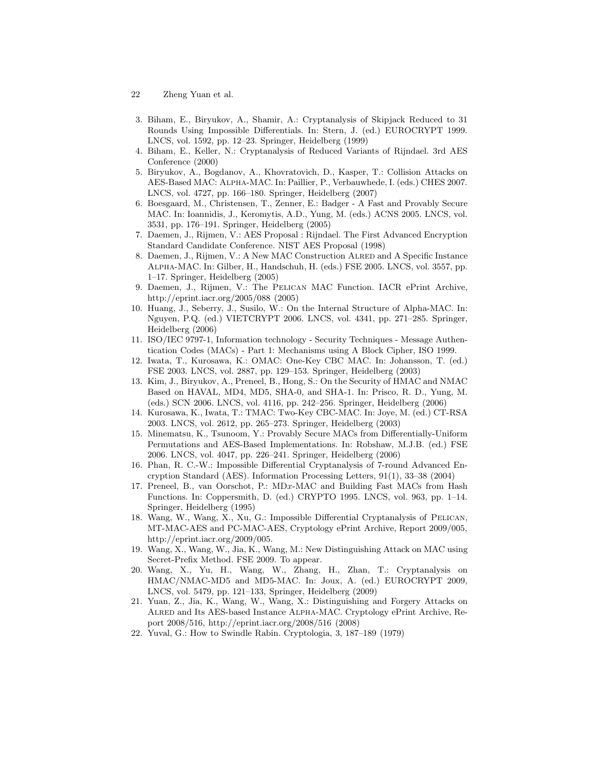3. Biham, E., Biryukov, A., Shamir, A.: Cryptanalysis of Skipjack Reduced to 31 Rounds Using Impossible Differentials. In: Stern, J. (ed.) EUROCRYPT 1999. LNCS, vol. 1592, pp. 12–23. Springer, Heidelberg (1999)
4. Biham, E., Keller, N.: Cryptanalysis of Reduced Variants of Rijndael. 3rd AES Conference (2000)
5. Biryukov, A., Bogdanov, A., Khovratovich, D., Kasper, T.: Collision Attacks on AES-Based MAC: Alpha-MAC. In: Paillier, P., Verbauwhede, I. (eds.) CHES 2007. LNCS, vol. 4727, pp. 166–180. Springer, Heidelberg (2007)
6. Boesgaard, M., Christensen, T., Zenner, E.: Badger - A Fast and Provably Secure MAC. In: Ioannidis, J., Keromytis, A.D., Yung, M. (eds.) ACNS 2005. LNCS, vol. 3531, pp. 176–191. Springer, Heidelberg (2005)
7. Daemen, J., Rijmen, V.: AES Proposal : Rijndael. The First Advanced Encryption Standard Candidate Conference. NIST AES Proposal (1998)
8. Daemen, J., Rijmen, V.: A New MAC Construction Alred and A Specific Instance Alpha-MAC. In: Gilber, H., Handschuh, H. (eds.) FSE 2005. LNCS, vol. 3557, pp. 1–17. Springer, Heidelberg (2005)
9. Daemen, J., Rijmen, V.: The Pelican MAC Function. IACR ePrint Archive, http://eprint.iacr.org/2005/088 (2005)
10. Huang, J., Seberry, J., Susilo, W.: On the Internal Structure of Alpha-MAC. In: Nguyen, P.Q. (ed.) VIETCRYPT 2006. LNCS, vol. 4341, pp. 271–285. Springer, Heidelberg (2006)
11. ISO/IEC 9797-1, Information technology - Security Techniques - Message Authentication Codes (MACs) - Part 1: Mechanisms using A Block Cipher, ISO 1999.
12. Iwata, T., Kurosawa, K.: OMAC: One-Key CBC MAC. In: Johansson, T. (ed.) FSE 2003. LNCS, vol. 2887, pp. 129–153. Springer, Heidelberg (2003)
13. Kim, J., Biryukov, A., Preneel, B., Hong, S.: On the Security of HMAC and NMAC Based on HAVAL, MD4, MD5, SHA-0, and SHA-1. In: Prisco, R. D., Yung, M. (eds.) SCN 2006. LNCS, vol. 4116, pp. 242–256. Springer, Heidelberg (2006)
14. Kurosawa, K., Iwata, T.: TMAC: Two-Key CBC-MAC. In: Joye, M. (ed.) CT-RSA 2003. LNCS, vol. 2612, pp. 265–273. Springer, Heidelberg (2003)
15. Minematsu, K., Tsunoom, Y.: Provably Secure MACs from Differentially-Uniform Permutations and AES-Based Implementations. In: Robshaw, M.J.B. (ed.) FSE 2006. LNCS, vol. 4047, pp. 226–241. Springer, Heidelberg (2006)
16. Phan, R. C.-W.: Impossible Differential Cryptanalysis of 7-round Advanced Encryption Standard (AES). Information Processing Letters, 91(1), 33–38 (2004)
17. Preneel, B., van Oorschot, P.: MD$x$-MAC and Building Fast MACs from Hash Functions. In: Coppersmith, D. (ed.) CRYPTO 1995. LNCS, vol. 963, pp. 1–14. Springer, Heidelberg (1995)
18. Wang, W., Wang, X., Xu, G.: Impossible Differential Cryptanalysis of Pelican, MT-MAC-AES and PC-MAC-AES, Cryptology ePrint Archive, Report 2009/005, http://eprint.iacr.org/2009/005.
19. Wang, X., Wang, W., Jia, K., Wang, M.: New Distinguishing Attack on MAC using Secret-Prefix Method. FSE 2009. To appear.
20. Wang, X., Yu, H., Wang, W., Zhang, H., Zhan, T.: Cryptanalysis on HMAC/NMAC-MD5 and MD5-MAC. In: Joux, A. (ed.) EUROCRYPT 2009, LNCS, vol. 5479, pp. 121–133, Springer, Heidelberg (2009)
21. Yuan, Z., Jia, K., Wang, W., Wang, X.: Distinguishing and Forgery Attacks on Alred and Its AES-based Instance Alpha-MAC. Cryptology ePrint Archive, Report 2008/516, http://eprint.iacr.org/2008/516 (2008)
22. Yuval, G.: How to Swindle Rabin. Cryptologia, 3, 187–189 (1979)